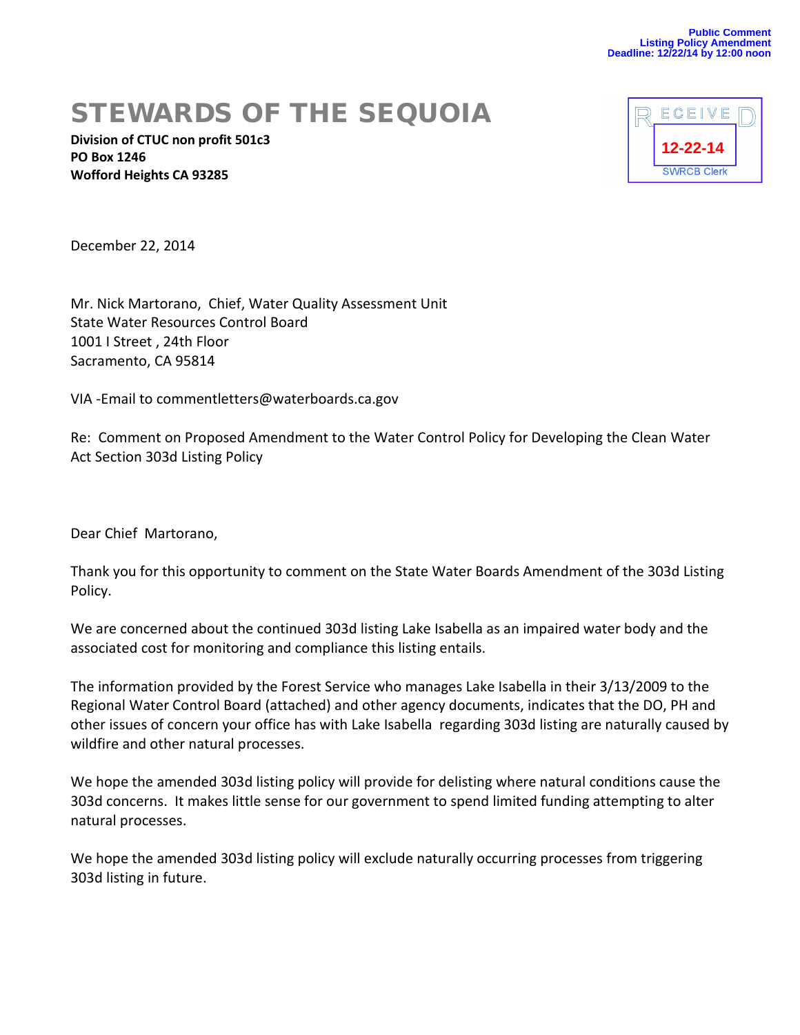Public Comment
Listing Policy Amendment
Deadline: 12/22/14 by 12:00 noon

# STEWARDS OF THE SEQUOIA

**Division of CTUC non profit 501c3**
**PO Box 1246**
**Wofford Heights CA 93285**

RECEIVED
12-22-14
SWRCB Clerk

December 22, 2014

Mr. Nick Martorano, Chief, Water Quality Assessment Unit
State Water Resources Control Board
1001 I Street , 24th Floor
Sacramento, CA 95814

VIA -Email to commentletters@waterboards.ca.gov

Re: Comment on Proposed Amendment to the Water Control Policy for Developing the Clean Water Act Section 303d Listing Policy

Dear Chief Martorano,

Thank you for this opportunity to comment on the State Water Boards Amendment of the 303d Listing Policy.

We are concerned about the continued 303d listing Lake Isabella as an impaired water body and the associated cost for monitoring and compliance this listing entails.

The information provided by the Forest Service who manages Lake Isabella in their 3/13/2009 to the Regional Water Control Board (attached) and other agency documents, indicates that the DO, PH and other issues of concern your office has with Lake Isabella regarding 303d listing are naturally caused by wildfire and other natural processes.

We hope the amended 303d listing policy will provide for delisting where natural conditions cause the 303d concerns. It makes little sense for our government to spend limited funding attempting to alter natural processes.

We hope the amended 303d listing policy will exclude naturally occurring processes from triggering 303d listing in future.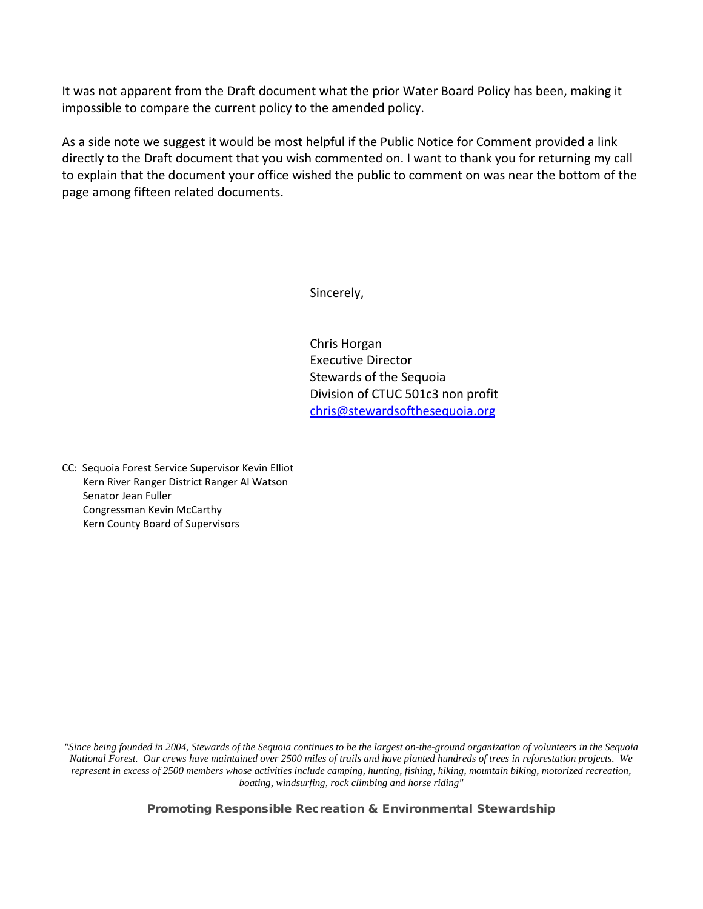It was not apparent from the Draft document what the prior Water Board Policy has been, making it impossible to compare the current policy to the amended policy.

As a side note we suggest it would be most helpful if the Public Notice for Comment provided a link directly to the Draft document that you wish commented on. I want to thank you for returning my call to explain that the document your office wished the public to comment on was near the bottom of the page among fifteen related documents.

Sincerely,

Chris Horgan
Executive Director
Stewards of the Sequoia
Division of CTUC 501c3 non profit
chris@stewardsofthesequoia.org

CC: Sequoia Forest Service Supervisor Kevin Elliot
Kern River Ranger District Ranger Al Watson
Senator Jean Fuller
Congressman Kevin McCarthy
Kern County Board of Supervisors

*"Since being founded in 2004, Stewards of the Sequoia continues to be the largest on-the-ground organization of volunteers in the Sequoia National Forest. Our crews have maintained over 2500 miles of trails and have planted hundreds of trees in reforestation projects. We represent in excess of 2500 members whose activities include camping, hunting, fishing, hiking, mountain biking, motorized recreation, boating, windsurfing, rock climbing and horse riding"*

**Promoting Responsible Recreation & Environmental Stewardship**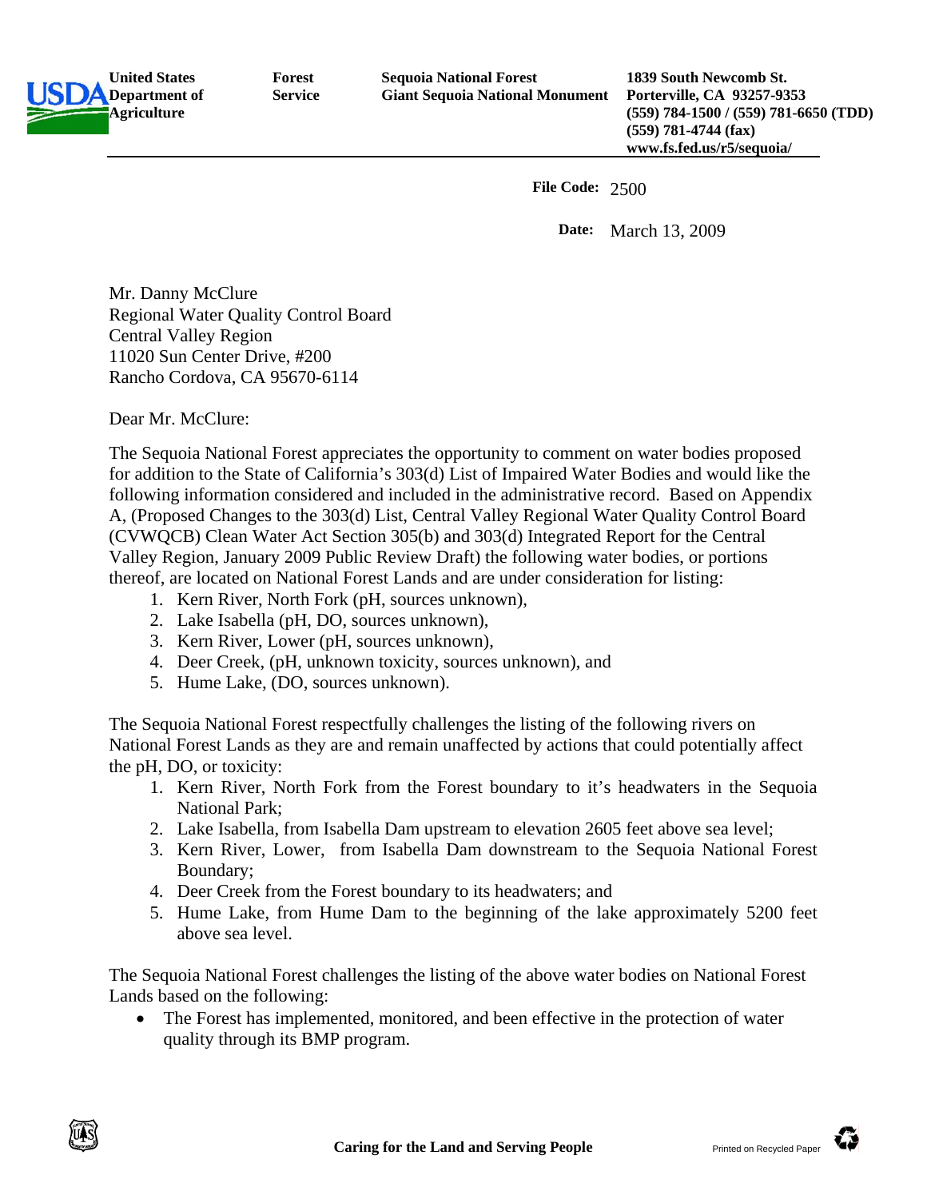United States Department of Agriculture | Forest Service | Sequoia National Forest Giant Sequoia National Monument | 1839 South Newcomb St. Porterville, CA 93257-9353 (559) 784-1500 / (559) 781-6650 (TDD) (559) 781-4744 (fax) www.fs.fed.us/r5/sequoia/

**File Code:** 2500

**Date:** March 13, 2009

Mr. Danny McClure
Regional Water Quality Control Board
Central Valley Region
11020 Sun Center Drive, #200
Rancho Cordova, CA 95670-6114

Dear Mr. McClure:

The Sequoia National Forest appreciates the opportunity to comment on water bodies proposed for addition to the State of California's 303(d) List of Impaired Water Bodies and would like the following information considered and included in the administrative record. Based on Appendix A, (Proposed Changes to the 303(d) List, Central Valley Regional Water Quality Control Board (CVWQCB) Clean Water Act Section 305(b) and 303(d) Integrated Report for the Central Valley Region, January 2009 Public Review Draft) the following water bodies, or portions thereof, are located on National Forest Lands and are under consideration for listing:

1. Kern River, North Fork (pH, sources unknown),
2. Lake Isabella (pH, DO, sources unknown),
3. Kern River, Lower (pH, sources unknown),
4. Deer Creek, (pH, unknown toxicity, sources unknown), and
5. Hume Lake, (DO, sources unknown).

The Sequoia National Forest respectfully challenges the listing of the following rivers on National Forest Lands as they are and remain unaffected by actions that could potentially affect the pH, DO, or toxicity:

1. Kern River, North Fork from the Forest boundary to it's headwaters in the Sequoia National Park;
2. Lake Isabella, from Isabella Dam upstream to elevation 2605 feet above sea level;
3. Kern River, Lower, from Isabella Dam downstream to the Sequoia National Forest Boundary;
4. Deer Creek from the Forest boundary to its headwaters; and
5. Hume Lake, from Hume Dam to the beginning of the lake approximately 5200 feet above sea level.

The Sequoia National Forest challenges the listing of the above water bodies on National Forest Lands based on the following:

- The Forest has implemented, monitored, and been effective in the protection of water quality through its BMP program.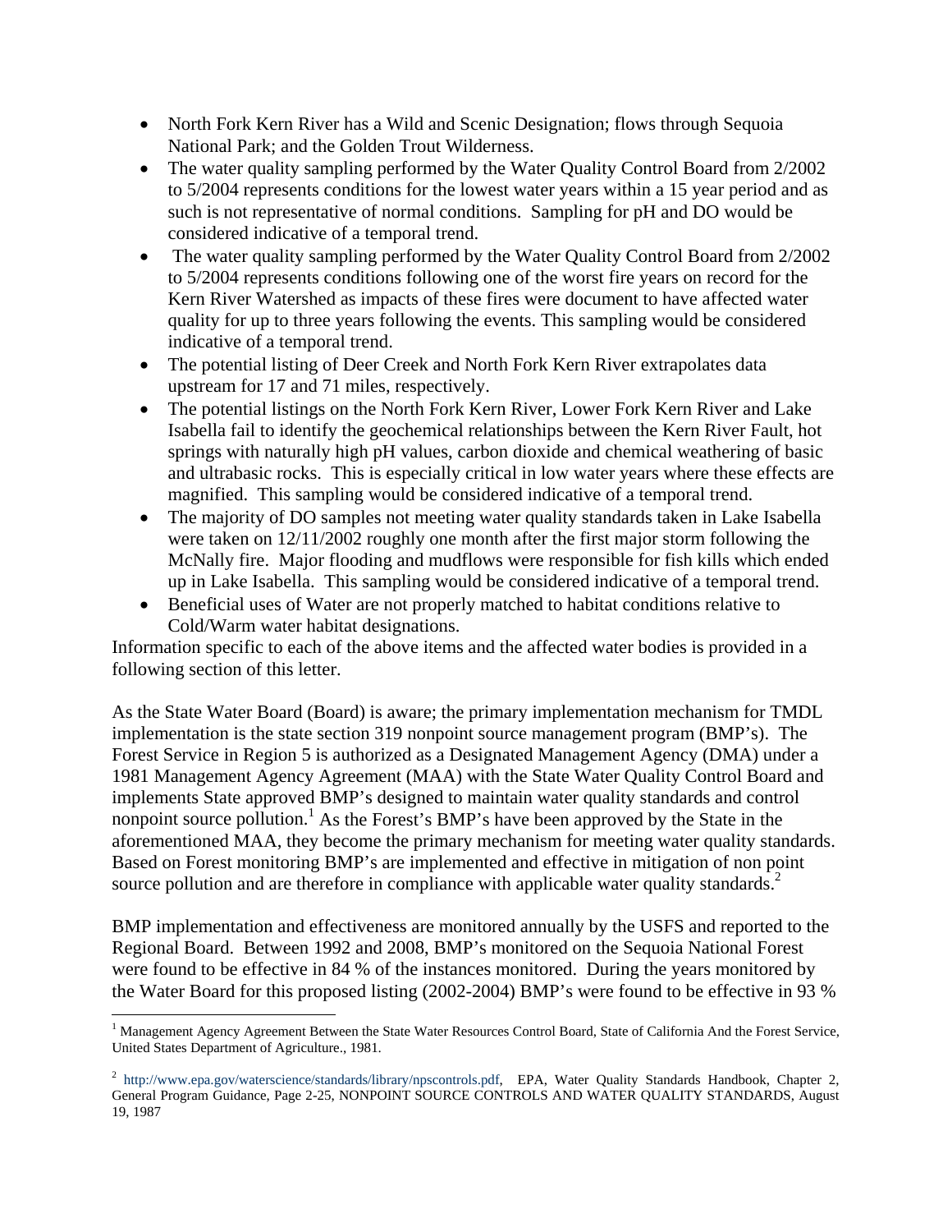- North Fork Kern River has a Wild and Scenic Designation; flows through Sequoia National Park; and the Golden Trout Wilderness.
- The water quality sampling performed by the Water Quality Control Board from 2/2002 to 5/2004 represents conditions for the lowest water years within a 15 year period and as such is not representative of normal conditions. Sampling for pH and DO would be considered indicative of a temporal trend.
- The water quality sampling performed by the Water Quality Control Board from 2/2002 to 5/2004 represents conditions following one of the worst fire years on record for the Kern River Watershed as impacts of these fires were document to have affected water quality for up to three years following the events. This sampling would be considered indicative of a temporal trend.
- The potential listing of Deer Creek and North Fork Kern River extrapolates data upstream for 17 and 71 miles, respectively.
- The potential listings on the North Fork Kern River, Lower Fork Kern River and Lake Isabella fail to identify the geochemical relationships between the Kern River Fault, hot springs with naturally high pH values, carbon dioxide and chemical weathering of basic and ultrabasic rocks. This is especially critical in low water years where these effects are magnified. This sampling would be considered indicative of a temporal trend.
- The majority of DO samples not meeting water quality standards taken in Lake Isabella were taken on 12/11/2002 roughly one month after the first major storm following the McNally fire. Major flooding and mudflows were responsible for fish kills which ended up in Lake Isabella. This sampling would be considered indicative of a temporal trend.
- Beneficial uses of Water are not properly matched to habitat conditions relative to Cold/Warm water habitat designations.

Information specific to each of the above items and the affected water bodies is provided in a following section of this letter.

As the State Water Board (Board) is aware; the primary implementation mechanism for TMDL implementation is the state section 319 nonpoint source management program (BMP's). The Forest Service in Region 5 is authorized as a Designated Management Agency (DMA) under a 1981 Management Agency Agreement (MAA) with the State Water Quality Control Board and implements State approved BMP's designed to maintain water quality standards and control nonpoint source pollution.[1] As the Forest's BMP's have been approved by the State in the aforementioned MAA, they become the primary mechanism for meeting water quality standards. Based on Forest monitoring BMP's are implemented and effective in mitigation of non point source pollution and are therefore in compliance with applicable water quality standards.[2]

BMP implementation and effectiveness are monitored annually by the USFS and reported to the Regional Board. Between 1992 and 2008, BMP's monitored on the Sequoia National Forest were found to be effective in 84 % of the instances monitored. During the years monitored by the Water Board for this proposed listing (2002-2004) BMP's were found to be effective in 93 %

---

[1] Management Agency Agreement Between the State Water Resources Control Board, State of California And the Forest Service, United States Department of Agriculture., 1981.

[2] http://www.epa.gov/waterscience/standards/library/npscontrols.pdf, EPA, Water Quality Standards Handbook, Chapter 2, General Program Guidance, Page 2-25, NONPOINT SOURCE CONTROLS AND WATER QUALITY STANDARDS, August 19, 1987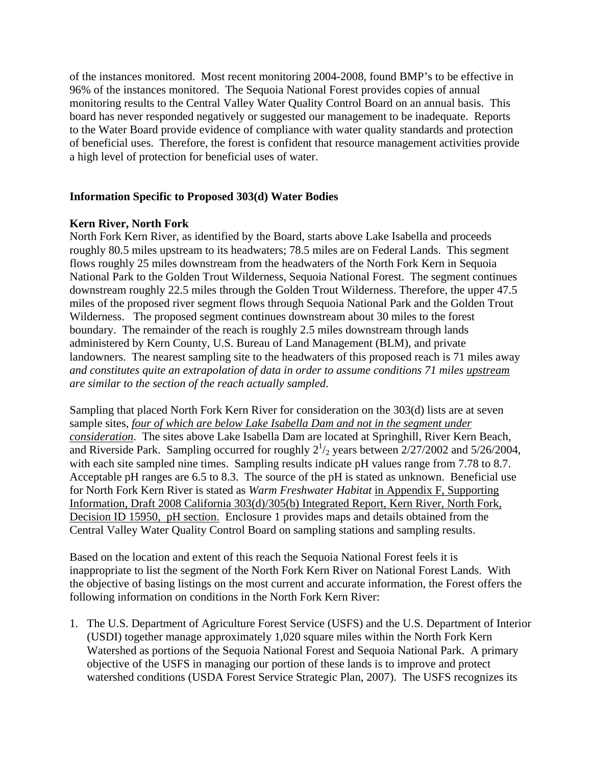of the instances monitored. Most recent monitoring 2004-2008, found BMP's to be effective in 96% of the instances monitored. The Sequoia National Forest provides copies of annual monitoring results to the Central Valley Water Quality Control Board on an annual basis. This board has never responded negatively or suggested our management to be inadequate. Reports to the Water Board provide evidence of compliance with water quality standards and protection of beneficial uses. Therefore, the forest is confident that resource management activities provide a high level of protection for beneficial uses of water.

**Information Specific to Proposed 303(d) Water Bodies**

**Kern River, North Fork**

North Fork Kern River, as identified by the Board, starts above Lake Isabella and proceeds roughly 80.5 miles upstream to its headwaters; 78.5 miles are on Federal Lands. This segment flows roughly 25 miles downstream from the headwaters of the North Fork Kern in Sequoia National Park to the Golden Trout Wilderness, Sequoia National Forest. The segment continues downstream roughly 22.5 miles through the Golden Trout Wilderness. Therefore, the upper 47.5 miles of the proposed river segment flows through Sequoia National Park and the Golden Trout Wilderness. The proposed segment continues downstream about 30 miles to the forest boundary. The remainder of the reach is roughly 2.5 miles downstream through lands administered by Kern County, U.S. Bureau of Land Management (BLM), and private landowners. The nearest sampling site to the headwaters of this proposed reach is 71 miles away *and constitutes quite an extrapolation of data in order to assume conditions 71 miles upstream are similar to the section of the reach actually sampled*.

Sampling that placed North Fork Kern River for consideration on the 303(d) lists are at seven sample sites, *four of which are below Lake Isabella Dam and not in the segment under consideration*. The sites above Lake Isabella Dam are located at Springhill, River Kern Beach, and Riverside Park. Sampling occurred for roughly $2^1/_2$ years between 2/27/2002 and 5/26/2004, with each site sampled nine times. Sampling results indicate pH values range from 7.78 to 8.7. Acceptable pH ranges are 6.5 to 8.3. The source of the pH is stated as unknown. Beneficial use for North Fork Kern River is stated as *Warm Freshwater Habitat* in Appendix F, Supporting Information, Draft 2008 California 303(d)/305(b) Integrated Report, Kern River, North Fork, Decision ID 15950, pH section. Enclosure 1 provides maps and details obtained from the Central Valley Water Quality Control Board on sampling stations and sampling results.

Based on the location and extent of this reach the Sequoia National Forest feels it is inappropriate to list the segment of the North Fork Kern River on National Forest Lands. With the objective of basing listings on the most current and accurate information, the Forest offers the following information on conditions in the North Fork Kern River:

1. The U.S. Department of Agriculture Forest Service (USFS) and the U.S. Department of Interior (USDI) together manage approximately 1,020 square miles within the North Fork Kern Watershed as portions of the Sequoia National Forest and Sequoia National Park. A primary objective of the USFS in managing our portion of these lands is to improve and protect watershed conditions (USDA Forest Service Strategic Plan, 2007). The USFS recognizes its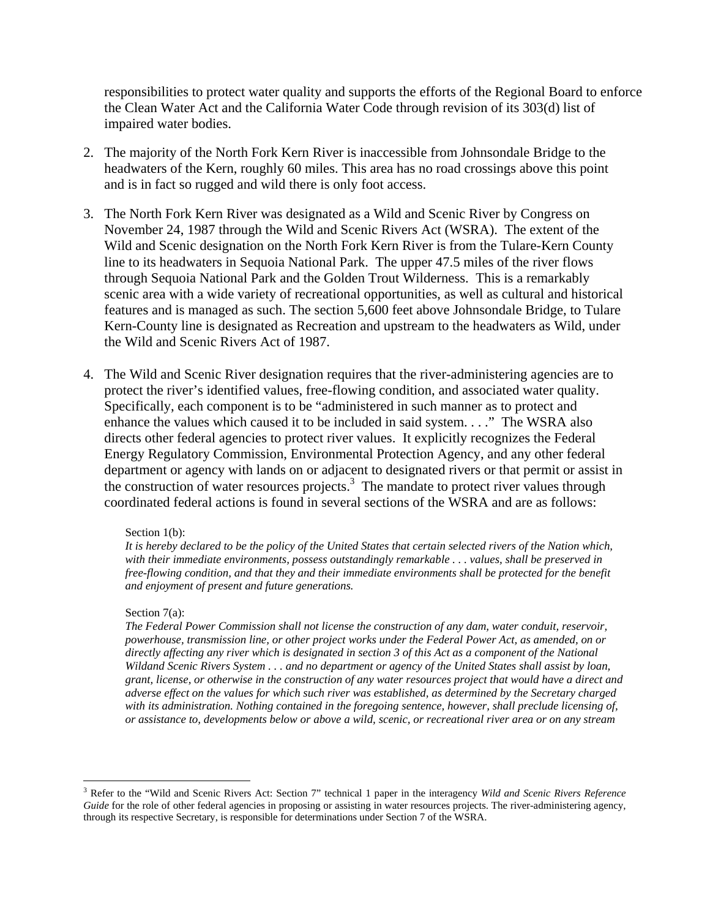responsibilities to protect water quality and supports the efforts of the Regional Board to enforce the Clean Water Act and the California Water Code through revision of its 303(d) list of impaired water bodies.

2. The majority of the North Fork Kern River is inaccessible from Johnsondale Bridge to the headwaters of the Kern, roughly 60 miles. This area has no road crossings above this point and is in fact so rugged and wild there is only foot access.

3. The North Fork Kern River was designated as a Wild and Scenic River by Congress on November 24, 1987 through the Wild and Scenic Rivers Act (WSRA). The extent of the Wild and Scenic designation on the North Fork Kern River is from the Tulare-Kern County line to its headwaters in Sequoia National Park. The upper 47.5 miles of the river flows through Sequoia National Park and the Golden Trout Wilderness. This is a remarkably scenic area with a wide variety of recreational opportunities, as well as cultural and historical features and is managed as such. The section 5,600 feet above Johnsondale Bridge, to Tulare Kern-County line is designated as Recreation and upstream to the headwaters as Wild, under the Wild and Scenic Rivers Act of 1987.

4. The Wild and Scenic River designation requires that the river-administering agencies are to protect the river's identified values, free-flowing condition, and associated water quality. Specifically, each component is to be "administered in such manner as to protect and enhance the values which caused it to be included in said system. . . ." The WSRA also directs other federal agencies to protect river values. It explicitly recognizes the Federal Energy Regulatory Commission, Environmental Protection Agency, and any other federal department or agency with lands on or adjacent to designated rivers or that permit or assist in the construction of water resources projects.[3] The mandate to protect river values through coordinated federal actions is found in several sections of the WSRA and are as follows:

   Section 1(b):
   *It is hereby declared to be the policy of the United States that certain selected rivers of the Nation which, with their immediate environments, possess outstandingly remarkable . . . values, shall be preserved in free-flowing condition, and that they and their immediate environments shall be protected for the benefit and enjoyment of present and future generations.*

   Section 7(a):
   *The Federal Power Commission shall not license the construction of any dam, water conduit, reservoir, powerhouse, transmission line, or other project works under the Federal Power Act, as amended, on or directly affecting any river which is designated in section 3 of this Act as a component of the National Wildand Scenic Rivers System . . . and no department or agency of the United States shall assist by loan, grant, license, or otherwise in the construction of any water resources project that would have a direct and adverse effect on the values for which such river was established, as determined by the Secretary charged with its administration. Nothing contained in the foregoing sentence, however, shall preclude licensing of, or assistance to, developments below or above a wild, scenic, or recreational river area or on any stream*

---

[3] Refer to the "Wild and Scenic Rivers Act: Section 7" technical 1 paper in the interagency *Wild and Scenic Rivers Reference Guide* for the role of other federal agencies in proposing or assisting in water resources projects. The river-administering agency, through its respective Secretary, is responsible for determinations under Section 7 of the WSRA.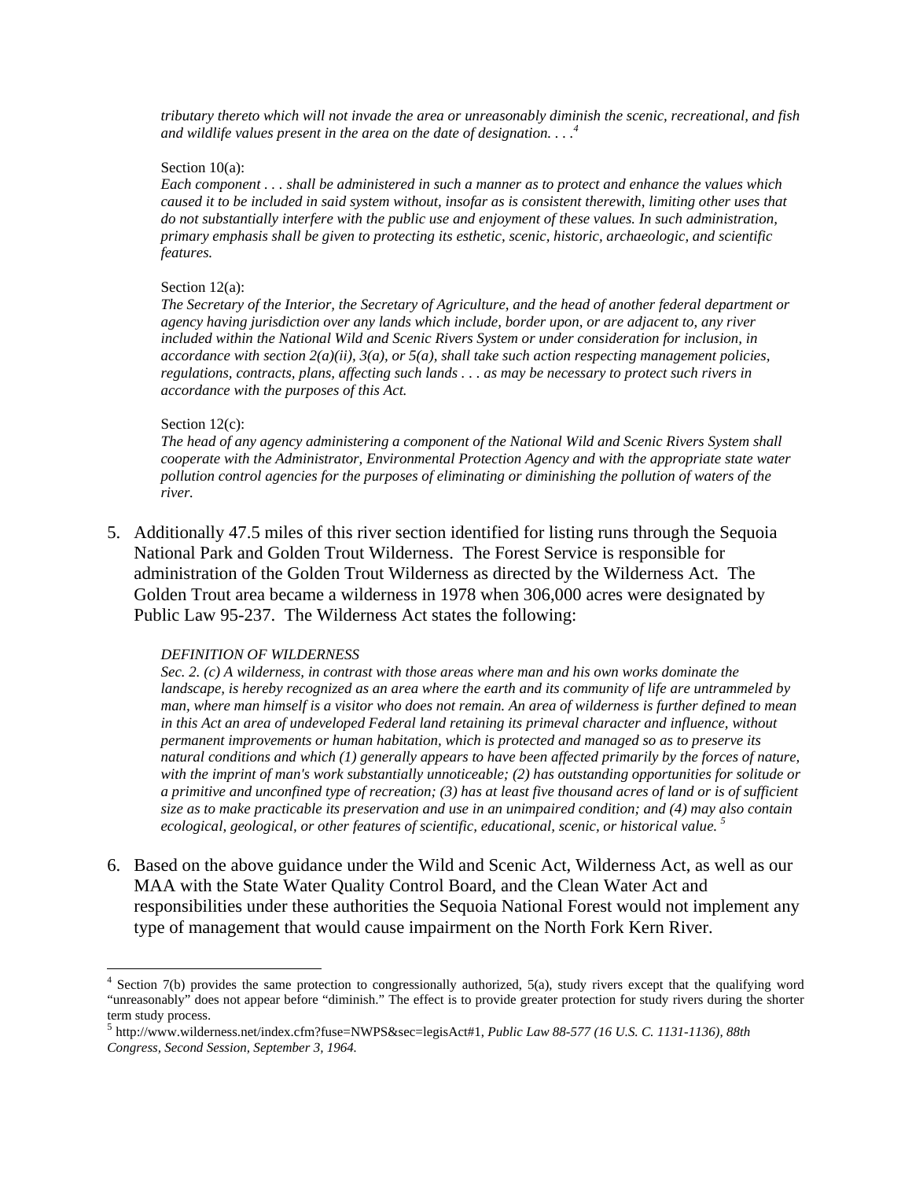*tributary thereto which will not invade the area or unreasonably diminish the scenic, recreational, and fish and wildlife values present in the area on the date of designation. . . .*[4]

Section 10(a):
*Each component . . . shall be administered in such a manner as to protect and enhance the values which caused it to be included in said system without, insofar as is consistent therewith, limiting other uses that do not substantially interfere with the public use and enjoyment of these values. In such administration, primary emphasis shall be given to protecting its esthetic, scenic, historic, archaeologic, and scientific features.*

Section 12(a):
*The Secretary of the Interior, the Secretary of Agriculture, and the head of another federal department or agency having jurisdiction over any lands which include, border upon, or are adjacent to, any river included within the National Wild and Scenic Rivers System or under consideration for inclusion, in accordance with section 2(a)(ii), 3(a), or 5(a), shall take such action respecting management policies, regulations, contracts, plans, affecting such lands . . . as may be necessary to protect such rivers in accordance with the purposes of this Act.*

Section 12(c):
*The head of any agency administering a component of the National Wild and Scenic Rivers System shall cooperate with the Administrator, Environmental Protection Agency and with the appropriate state water pollution control agencies for the purposes of eliminating or diminishing the pollution of waters of the river.*

5. Additionally 47.5 miles of this river section identified for listing runs through the Sequoia National Park and Golden Trout Wilderness. The Forest Service is responsible for administration of the Golden Trout Wilderness as directed by the Wilderness Act. The Golden Trout area became a wilderness in 1978 when 306,000 acres were designated by Public Law 95-237. The Wilderness Act states the following:

*DEFINITION OF WILDERNESS*
*Sec. 2. (c) A wilderness, in contrast with those areas where man and his own works dominate the landscape, is hereby recognized as an area where the earth and its community of life are untrammeled by man, where man himself is a visitor who does not remain. An area of wilderness is further defined to mean in this Act an area of undeveloped Federal land retaining its primeval character and influence, without permanent improvements or human habitation, which is protected and managed so as to preserve its natural conditions and which (1) generally appears to have been affected primarily by the forces of nature, with the imprint of man's work substantially unnoticeable; (2) has outstanding opportunities for solitude or a primitive and unconfined type of recreation; (3) has at least five thousand acres of land or is of sufficient size as to make practicable its preservation and use in an unimpaired condition; and (4) may also contain ecological, geological, or other features of scientific, educational, scenic, or historical value.* [5]

6. Based on the above guidance under the Wild and Scenic Act, Wilderness Act, as well as our MAA with the State Water Quality Control Board, and the Clean Water Act and responsibilities under these authorities the Sequoia National Forest would not implement any type of management that would cause impairment on the North Fork Kern River.

---

[4] Section 7(b) provides the same protection to congressionally authorized, 5(a), study rivers except that the qualifying word "unreasonably" does not appear before "diminish." The effect is to provide greater protection for study rivers during the shorter term study process.

[5] http://www.wilderness.net/index.cfm?fuse=NWPS&sec=legisAct#1, *Public Law 88-577 (16 U.S.C. 1131-1136), 88th Congress, Second Session, September 3, 1964.*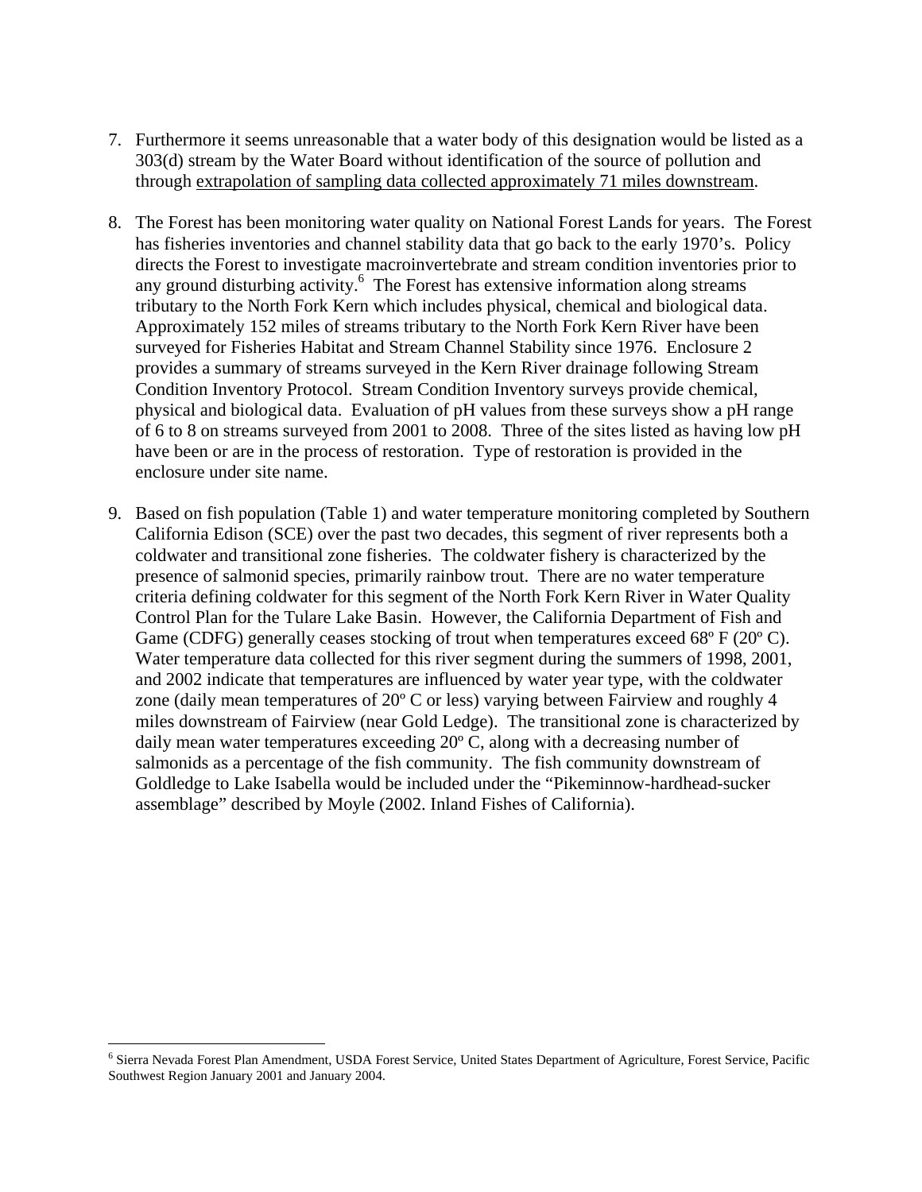7. Furthermore it seems unreasonable that a water body of this designation would be listed as a 303(d) stream by the Water Board without identification of the source of pollution and through <u>extrapolation of sampling data collected approximately 71 miles downstream</u>.

8. The Forest has been monitoring water quality on National Forest Lands for years. The Forest has fisheries inventories and channel stability data that go back to the early 1970's. Policy directs the Forest to investigate macroinvertebrate and stream condition inventories prior to any ground disturbing activity.[6] The Forest has extensive information along streams tributary to the North Fork Kern which includes physical, chemical and biological data. Approximately 152 miles of streams tributary to the North Fork Kern River have been surveyed for Fisheries Habitat and Stream Channel Stability since 1976. Enclosure 2 provides a summary of streams surveyed in the Kern River drainage following Stream Condition Inventory Protocol. Stream Condition Inventory surveys provide chemical, physical and biological data. Evaluation of pH values from these surveys show a pH range of 6 to 8 on streams surveyed from 2001 to 2008. Three of the sites listed as having low pH have been or are in the process of restoration. Type of restoration is provided in the enclosure under site name.

9. Based on fish population (Table 1) and water temperature monitoring completed by Southern California Edison (SCE) over the past two decades, this segment of river represents both a coldwater and transitional zone fisheries. The coldwater fishery is characterized by the presence of salmonid species, primarily rainbow trout. There are no water temperature criteria defining coldwater for this segment of the North Fork Kern River in Water Quality Control Plan for the Tulare Lake Basin. However, the California Department of Fish and Game (CDFG) generally ceases stocking of trout when temperatures exceed 68º F (20º C). Water temperature data collected for this river segment during the summers of 1998, 2001, and 2002 indicate that temperatures are influenced by water year type, with the coldwater zone (daily mean temperatures of 20º C or less) varying between Fairview and roughly 4 miles downstream of Fairview (near Gold Ledge). The transitional zone is characterized by daily mean water temperatures exceeding 20º C, along with a decreasing number of salmonids as a percentage of the fish community. The fish community downstream of Goldledge to Lake Isabella would be included under the "Pikeminnow-hardhead-sucker assemblage" described by Moyle (2002. Inland Fishes of California).

---

[6] Sierra Nevada Forest Plan Amendment, USDA Forest Service, United States Department of Agriculture, Forest Service, Pacific Southwest Region January 2001 and January 2004.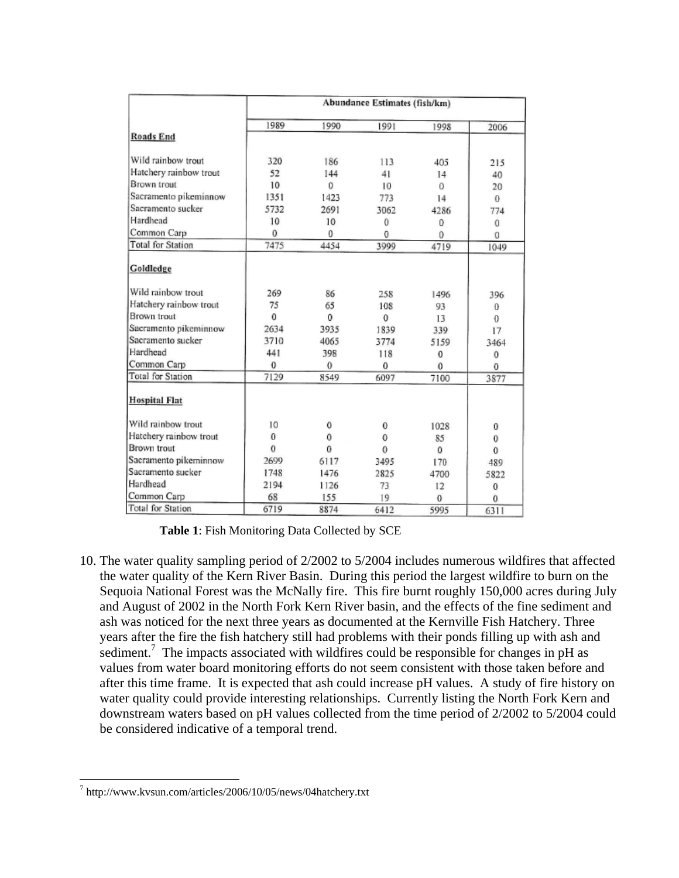| | Abundance Estimates (fish/km) | | | | |
|---|---|---|---|---|---|
| | 1989 | 1990 | 1991 | 1998 | 2006 |
| **Roads End** | | | | | |
| Wild rainbow trout | 320 | 186 | 113 | 405 | 215 |
| Hatchery rainbow trout | 52 | 144 | 41 | 14 | 40 |
| Brown trout | 10 | 0 | 10 | 0 | 20 |
| Sacramento pikeminnow | 1351 | 1423 | 773 | 14 | 0 |
| Sacramento sucker | 5732 | 2691 | 3062 | 4286 | 774 |
| Hardhead | 10 | 10 | 0 | 0 | 0 |
| Common Carp | 0 | 0 | 0 | 0 | 0 |
| Total for Station | 7475 | 4454 | 3999 | 4719 | 1049 |
| **Goldledge** | | | | | |
| Wild rainbow trout | 269 | 86 | 258 | 1496 | 396 |
| Hatchery rainbow trout | 75 | 65 | 108 | 93 | 0 |
| Brown trout | 0 | 0 | 0 | 13 | 0 |
| Sacramento pikeminnow | 2634 | 3935 | 1839 | 339 | 17 |
| Sacramento sucker | 3710 | 4065 | 3774 | 5159 | 3464 |
| Hardhead | 441 | 398 | 118 | 0 | 0 |
| Common Carp | 0 | 0 | 0 | 0 | 0 |
| Total for Station | 7129 | 8549 | 6097 | 7100 | 3877 |
| **Hospital Flat** | | | | | |
| Wild rainbow trout | 10 | 0 | 0 | 1028 | 0 |
| Hatchery rainbow trout | 0 | 0 | 0 | 85 | 0 |
| Brown trout | 0 | 0 | 0 | 0 | 0 |
| Sacramento pikeminnow | 2699 | 6117 | 3495 | 170 | 489 |
| Sacramento sucker | 1748 | 1476 | 2825 | 4700 | 5822 |
| Hardhead | 2194 | 1126 | 73 | 12 | 0 |
| Common Carp | 68 | 155 | 19 | 0 | 0 |
| Total for Station | 6719 | 8874 | 6412 | 5995 | 6311 |

**Table 1**: Fish Monitoring Data Collected by SCE

10. The water quality sampling period of 2/2002 to 5/2004 includes numerous wildfires that affected the water quality of the Kern River Basin. During this period the largest wildfire to burn on the Sequoia National Forest was the McNally fire. This fire burnt roughly 150,000 acres during July and August of 2002 in the North Fork Kern River basin, and the effects of the fine sediment and ash was noticed for the next three years as documented at the Kernville Fish Hatchery. Three years after the fire the fish hatchery still had problems with their ponds filling up with ash and sediment.[7] The impacts associated with wildfires could be responsible for changes in pH as values from water board monitoring efforts do not seem consistent with those taken before and after this time frame. It is expected that ash could increase pH values. A study of fire history on water quality could provide interesting relationships. Currently listing the North Fork Kern and downstream waters based on pH values collected from the time period of 2/2002 to 5/2004 could be considered indicative of a temporal trend.

[7] http://www.kvsun.com/articles/2006/10/05/news/04hatchery.txt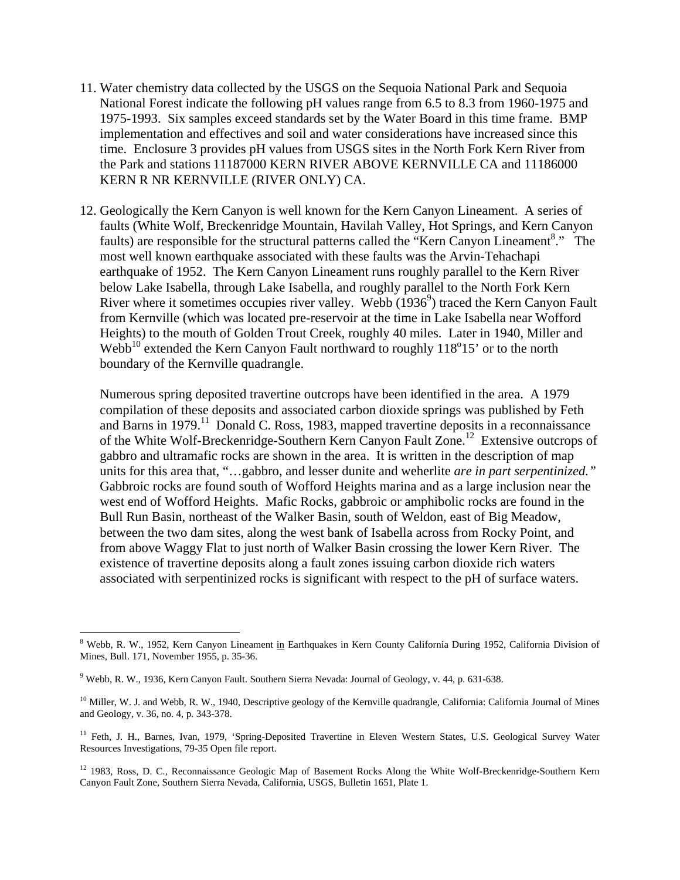11. Water chemistry data collected by the USGS on the Sequoia National Park and Sequoia National Forest indicate the following pH values range from 6.5 to 8.3 from 1960-1975 and 1975-1993. Six samples exceed standards set by the Water Board in this time frame. BMP implementation and effectives and soil and water considerations have increased since this time. Enclosure 3 provides pH values from USGS sites in the North Fork Kern River from the Park and stations 11187000 KERN RIVER ABOVE KERNVILLE CA and 11186000 KERN R NR KERNVILLE (RIVER ONLY) CA.

12. Geologically the Kern Canyon is well known for the Kern Canyon Lineament. A series of faults (White Wolf, Breckenridge Mountain, Havilah Valley, Hot Springs, and Kern Canyon faults) are responsible for the structural patterns called the "Kern Canyon Lineament[8]." The most well known earthquake associated with these faults was the Arvin-Tehachapi earthquake of 1952. The Kern Canyon Lineament runs roughly parallel to the Kern River below Lake Isabella, through Lake Isabella, and roughly parallel to the North Fork Kern River where it sometimes occupies river valley. Webb (1936[9]) traced the Kern Canyon Fault from Kernville (which was located pre-reservoir at the time in Lake Isabella near Wofford Heights) to the mouth of Golden Trout Creek, roughly 40 miles. Later in 1940, Miller and Webb[10] extended the Kern Canyon Fault northward to roughly 118°15' or to the north boundary of the Kernville quadrangle.

    Numerous spring deposited travertine outcrops have been identified in the area. A 1979 compilation of these deposits and associated carbon dioxide springs was published by Feth and Barns in 1979.[11] Donald C. Ross, 1983, mapped travertine deposits in a reconnaissance of the White Wolf-Breckenridge-Southern Kern Canyon Fault Zone.[12] Extensive outcrops of gabbro and ultramafic rocks are shown in the area. It is written in the description of map units for this area that, "…gabbro, and lesser dunite and weherlite *are in part serpentinized."* Gabbroic rocks are found south of Wofford Heights marina and as a large inclusion near the west end of Wofford Heights. Mafic Rocks, gabbroic or amphibolic rocks are found in the Bull Run Basin, northeast of the Walker Basin, south of Weldon, east of Big Meadow, between the two dam sites, along the west bank of Isabella across from Rocky Point, and from above Waggy Flat to just north of Walker Basin crossing the lower Kern River. The existence of travertine deposits along a fault zones issuing carbon dioxide rich waters associated with serpentinized rocks is significant with respect to the pH of surface waters.

---

[8] Webb, R. W., 1952, Kern Canyon Lineament in Earthquakes in Kern County California During 1952, California Division of Mines, Bull. 171, November 1955, p. 35-36.

[9] Webb, R. W., 1936, Kern Canyon Fault. Southern Sierra Nevada: Journal of Geology, v. 44, p. 631-638.

[10] Miller, W. J. and Webb, R. W., 1940, Descriptive geology of the Kernville quadrangle, California: California Journal of Mines and Geology, v. 36, no. 4, p. 343-378.

[11] Feth, J. H., Barnes, Ivan, 1979, 'Spring-Deposited Travertine in Eleven Western States, U.S. Geological Survey Water Resources Investigations, 79-35 Open file report.

[12] 1983, Ross, D. C., Reconnaissance Geologic Map of Basement Rocks Along the White Wolf-Breckenridge-Southern Kern Canyon Fault Zone, Southern Sierra Nevada, California, USGS, Bulletin 1651, Plate 1.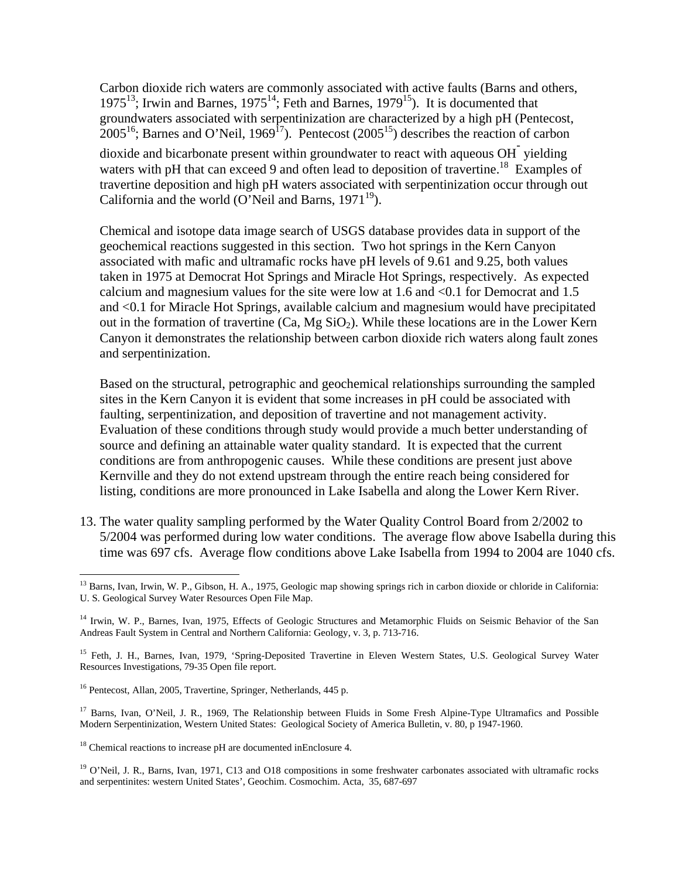Carbon dioxide rich waters are commonly associated with active faults (Barns and others, 1975[13]; Irwin and Barnes, 1975[14]; Feth and Barnes, 1979[15]). It is documented that groundwaters associated with serpentinization are characterized by a high pH (Pentecost, 2005[16]; Barnes and O'Neil, 1969[17]). Pentecost (2005[15]) describes the reaction of carbon dioxide and bicarbonate present within groundwater to react with aqueous $OH^-$ yielding waters with pH that can exceed 9 and often lead to deposition of travertine.[18] Examples of travertine deposition and high pH waters associated with serpentinization occur through out California and the world (O'Neil and Barns, 1971[19]).

Chemical and isotope data image search of USGS database provides data in support of the geochemical reactions suggested in this section. Two hot springs in the Kern Canyon associated with mafic and ultramafic rocks have pH levels of 9.61 and 9.25, both values taken in 1975 at Democrat Hot Springs and Miracle Hot Springs, respectively. As expected calcium and magnesium values for the site were low at 1.6 and <0.1 for Democrat and 1.5 and <0.1 for Miracle Hot Springs, available calcium and magnesium would have precipitated out in the formation of travertine (Ca, Mg $SiO_2$). While these locations are in the Lower Kern Canyon it demonstrates the relationship between carbon dioxide rich waters along fault zones and serpentinization.

Based on the structural, petrographic and geochemical relationships surrounding the sampled sites in the Kern Canyon it is evident that some increases in pH could be associated with faulting, serpentinization, and deposition of travertine and not management activity. Evaluation of these conditions through study would provide a much better understanding of source and defining an attainable water quality standard. It is expected that the current conditions are from anthropogenic causes. While these conditions are present just above Kernville and they do not extend upstream through the entire reach being considered for listing, conditions are more pronounced in Lake Isabella and along the Lower Kern River.

13. The water quality sampling performed by the Water Quality Control Board from 2/2002 to 5/2004 was performed during low water conditions. The average flow above Isabella during this time was 697 cfs. Average flow conditions above Lake Isabella from 1994 to 2004 are 1040 cfs.

---

[13] Barns, Ivan, Irwin, W. P., Gibson, H. A., 1975, Geologic map showing springs rich in carbon dioxide or chloride in California: U. S. Geological Survey Water Resources Open File Map.

[14] Irwin, W. P., Barnes, Ivan, 1975, Effects of Geologic Structures and Metamorphic Fluids on Seismic Behavior of the San Andreas Fault System in Central and Northern California: Geology, v. 3, p. 713-716.

[15] Feth, J. H., Barnes, Ivan, 1979, 'Spring-Deposited Travertine in Eleven Western States, U.S. Geological Survey Water Resources Investigations, 79-35 Open file report.

[16] Pentecost, Allan, 2005, Travertine, Springer, Netherlands, 445 p.

[17] Barns, Ivan, O'Neil, J. R., 1969, The Relationship between Fluids in Some Fresh Alpine-Type Ultramafics and Possible Modern Serpentinization, Western United States: Geological Society of America Bulletin, v. 80, p 1947-1960.

[18] Chemical reactions to increase pH are documented inEnclosure 4.

[19] O'Neil, J. R., Barns, Ivan, 1971, C13 and O18 compositions in some freshwater carbonates associated with ultramafic rocks and serpentinites: western United States', Geochim. Cosmochim. Acta, 35, 687-697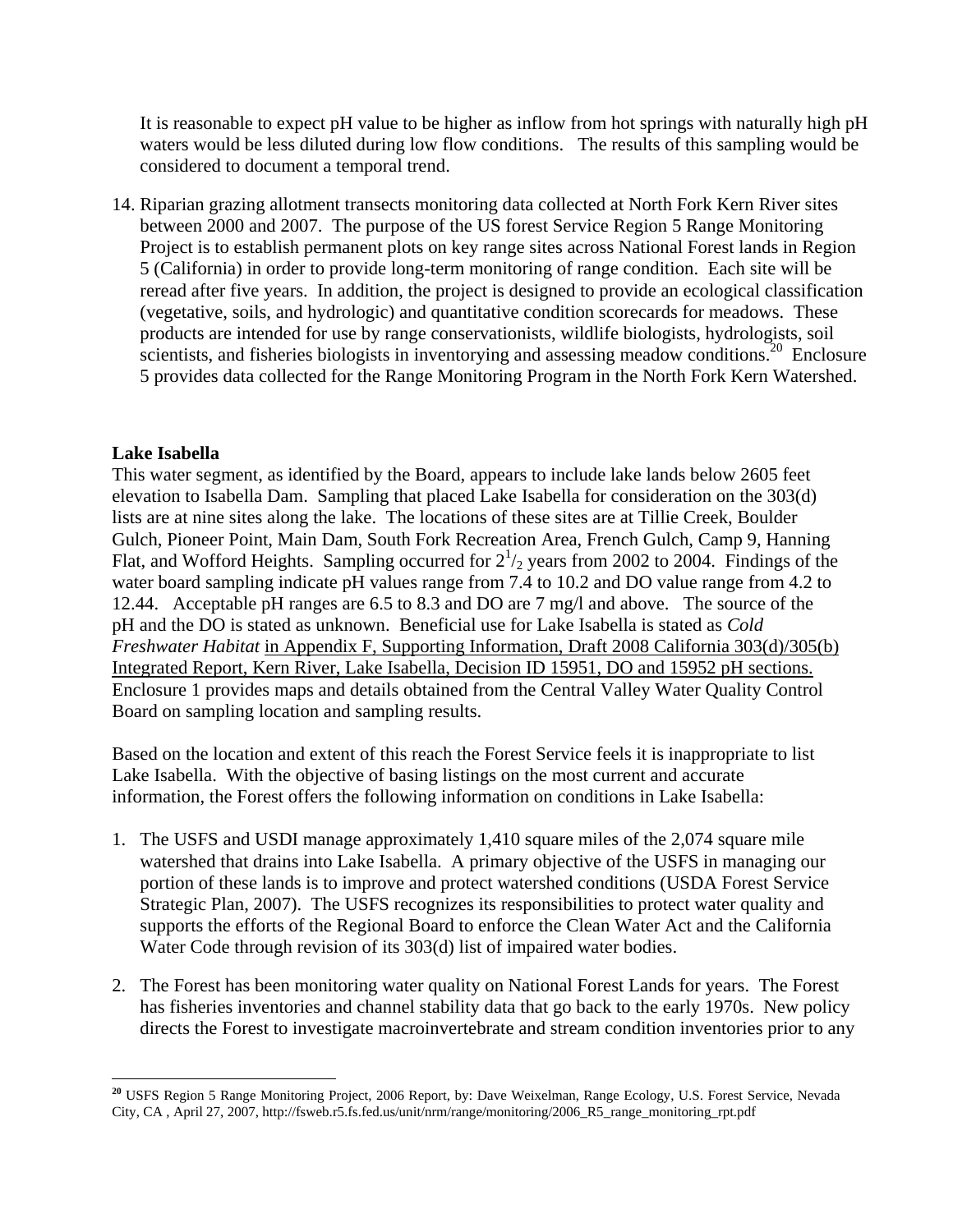It is reasonable to expect pH value to be higher as inflow from hot springs with naturally high pH waters would be less diluted during low flow conditions. The results of this sampling would be considered to document a temporal trend.

14. Riparian grazing allotment transects monitoring data collected at North Fork Kern River sites between 2000 and 2007. The purpose of the US forest Service Region 5 Range Monitoring Project is to establish permanent plots on key range sites across National Forest lands in Region 5 (California) in order to provide long-term monitoring of range condition. Each site will be reread after five years. In addition, the project is designed to provide an ecological classification (vegetative, soils, and hydrologic) and quantitative condition scorecards for meadows. These products are intended for use by range conservationists, wildlife biologists, hydrologists, soil scientists, and fisheries biologists in inventorying and assessing meadow conditions.[20] Enclosure 5 provides data collected for the Range Monitoring Program in the North Fork Kern Watershed.

**Lake Isabella**

This water segment, as identified by the Board, appears to include lake lands below 2605 feet elevation to Isabella Dam. Sampling that placed Lake Isabella for consideration on the 303(d) lists are at nine sites along the lake. The locations of these sites are at Tillie Creek, Boulder Gulch, Pioneer Point, Main Dam, South Fork Recreation Area, French Gulch, Camp 9, Hanning Flat, and Wofford Heights. Sampling occurred for $2^1/_2$ years from 2002 to 2004. Findings of the water board sampling indicate pH values range from 7.4 to 10.2 and DO value range from 4.2 to 12.44. Acceptable pH ranges are 6.5 to 8.3 and DO are 7 mg/l and above. The source of the pH and the DO is stated as unknown. Beneficial use for Lake Isabella is stated as *Cold Freshwater Habitat* in Appendix F, Supporting Information, Draft 2008 California 303(d)/305(b) Integrated Report, Kern River, Lake Isabella, Decision ID 15951, DO and 15952 pH sections. Enclosure 1 provides maps and details obtained from the Central Valley Water Quality Control Board on sampling location and sampling results.

Based on the location and extent of this reach the Forest Service feels it is inappropriate to list Lake Isabella. With the objective of basing listings on the most current and accurate information, the Forest offers the following information on conditions in Lake Isabella:

1. The USFS and USDI manage approximately 1,410 square miles of the 2,074 square mile watershed that drains into Lake Isabella. A primary objective of the USFS in managing our portion of these lands is to improve and protect watershed conditions (USDA Forest Service Strategic Plan, 2007). The USFS recognizes its responsibilities to protect water quality and supports the efforts of the Regional Board to enforce the Clean Water Act and the California Water Code through revision of its 303(d) list of impaired water bodies.

2. The Forest has been monitoring water quality on National Forest Lands for years. The Forest has fisheries inventories and channel stability data that go back to the early 1970s. New policy directs the Forest to investigate macroinvertebrate and stream condition inventories prior to any

[20] USFS Region 5 Range Monitoring Project, 2006 Report, by: Dave Weixelman, Range Ecology, U.S. Forest Service, Nevada City, CA , April 27, 2007, http://fsweb.r5.fs.fed.us/unit/nrm/range/monitoring/2006_R5_range_monitoring_rpt.pdf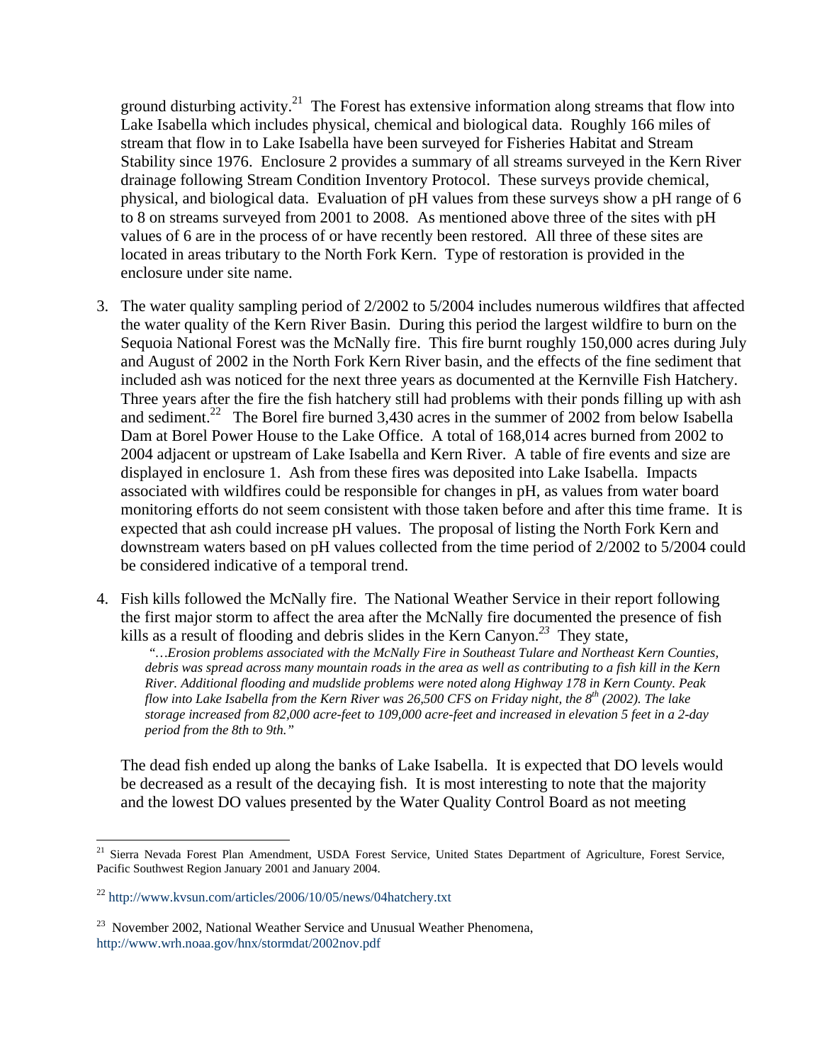ground disturbing activity.[21] The Forest has extensive information along streams that flow into Lake Isabella which includes physical, chemical and biological data. Roughly 166 miles of stream that flow in to Lake Isabella have been surveyed for Fisheries Habitat and Stream Stability since 1976. Enclosure 2 provides a summary of all streams surveyed in the Kern River drainage following Stream Condition Inventory Protocol. These surveys provide chemical, physical, and biological data. Evaluation of pH values from these surveys show a pH range of 6 to 8 on streams surveyed from 2001 to 2008. As mentioned above three of the sites with pH values of 6 are in the process of or have recently been restored. All three of these sites are located in areas tributary to the North Fork Kern. Type of restoration is provided in the enclosure under site name.

3. The water quality sampling period of 2/2002 to 5/2004 includes numerous wildfires that affected the water quality of the Kern River Basin. During this period the largest wildfire to burn on the Sequoia National Forest was the McNally fire. This fire burnt roughly 150,000 acres during July and August of 2002 in the North Fork Kern River basin, and the effects of the fine sediment that included ash was noticed for the next three years as documented at the Kernville Fish Hatchery. Three years after the fire the fish hatchery still had problems with their ponds filling up with ash and sediment.[22] The Borel fire burned 3,430 acres in the summer of 2002 from below Isabella Dam at Borel Power House to the Lake Office. A total of 168,014 acres burned from 2002 to 2004 adjacent or upstream of Lake Isabella and Kern River. A table of fire events and size are displayed in enclosure 1. Ash from these fires was deposited into Lake Isabella. Impacts associated with wildfires could be responsible for changes in pH, as values from water board monitoring efforts do not seem consistent with those taken before and after this time frame. It is expected that ash could increase pH values. The proposal of listing the North Fork Kern and downstream waters based on pH values collected from the time period of 2/2002 to 5/2004 could be considered indicative of a temporal trend.

4. Fish kills followed the McNally fire. The National Weather Service in their report following the first major storm to affect the area after the McNally fire documented the presence of fish kills as a result of flooding and debris slides in the Kern Canyon.[23] They state,

   *"…Erosion problems associated with the McNally Fire in Southeast Tulare and Northeast Kern Counties, debris was spread across many mountain roads in the area as well as contributing to a fish kill in the Kern River. Additional flooding and mudslide problems were noted along Highway 178 in Kern County. Peak flow into Lake Isabella from the Kern River was 26,500 CFS on Friday night, the 8th (2002). The lake storage increased from 82,000 acre-feet to 109,000 acre-feet and increased in elevation 5 feet in a 2-day period from the 8th to 9th."*

   The dead fish ended up along the banks of Lake Isabella. It is expected that DO levels would be decreased as a result of the decaying fish. It is most interesting to note that the majority and the lowest DO values presented by the Water Quality Control Board as not meeting

---

[21] Sierra Nevada Forest Plan Amendment, USDA Forest Service, United States Department of Agriculture, Forest Service, Pacific Southwest Region January 2001 and January 2004.

[22] http://www.kvsun.com/articles/2006/10/05/news/04hatchery.txt

[23] November 2002, National Weather Service and Unusual Weather Phenomena, http://www.wrh.noaa.gov/hnx/stormdat/2002nov.pdf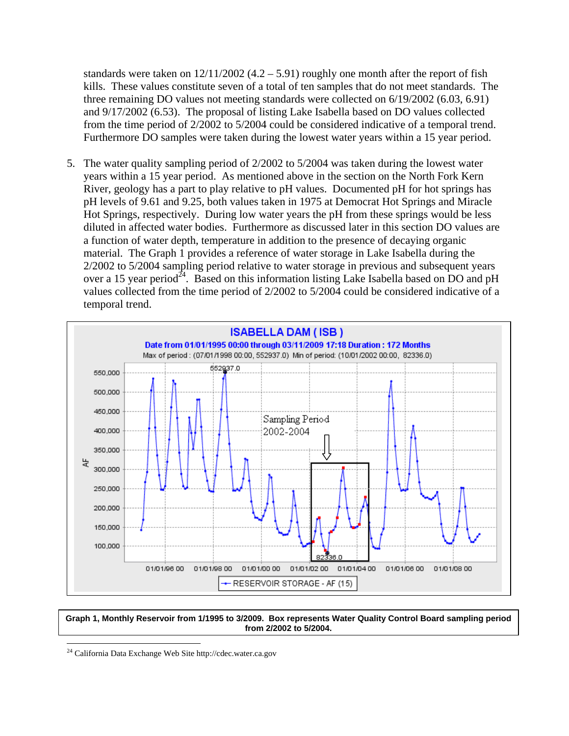standards were taken on 12/11/2002 (4.2 – 5.91) roughly one month after the report of fish kills. These values constitute seven of a total of ten samples that do not meet standards. The three remaining DO values not meeting standards were collected on 6/19/2002 (6.03, 6.91) and 9/17/2002 (6.53). The proposal of listing Lake Isabella based on DO values collected from the time period of 2/2002 to 5/2004 could be considered indicative of a temporal trend. Furthermore DO samples were taken during the lowest water years within a 15 year period.

5. The water quality sampling period of 2/2002 to 5/2004 was taken during the lowest water years within a 15 year period. As mentioned above in the section on the North Fork Kern River, geology has a part to play relative to pH values. Documented pH for hot springs has pH levels of 9.61 and 9.25, both values taken in 1975 at Democrat Hot Springs and Miracle Hot Springs, respectively. During low water years the pH from these springs would be less diluted in affected water bodies. Furthermore as discussed later in this section DO values are a function of water depth, temperature in addition to the presence of decaying organic material. The Graph 1 provides a reference of water storage in Lake Isabella during the 2/2002 to 5/2004 sampling period relative to water storage in previous and subsequent years over a 15 year period[24]. Based on this information listing Lake Isabella based on DO and pH values collected from the time period of 2/2002 to 5/2004 could be considered indicative of a temporal trend.

**Graph 1, Monthly Reservoir from 1/1995 to 3/2009. Box represents Water Quality Control Board sampling period from 2/2002 to 5/2004.**

[24] California Data Exchange Web Site http://cdec.water.ca.gov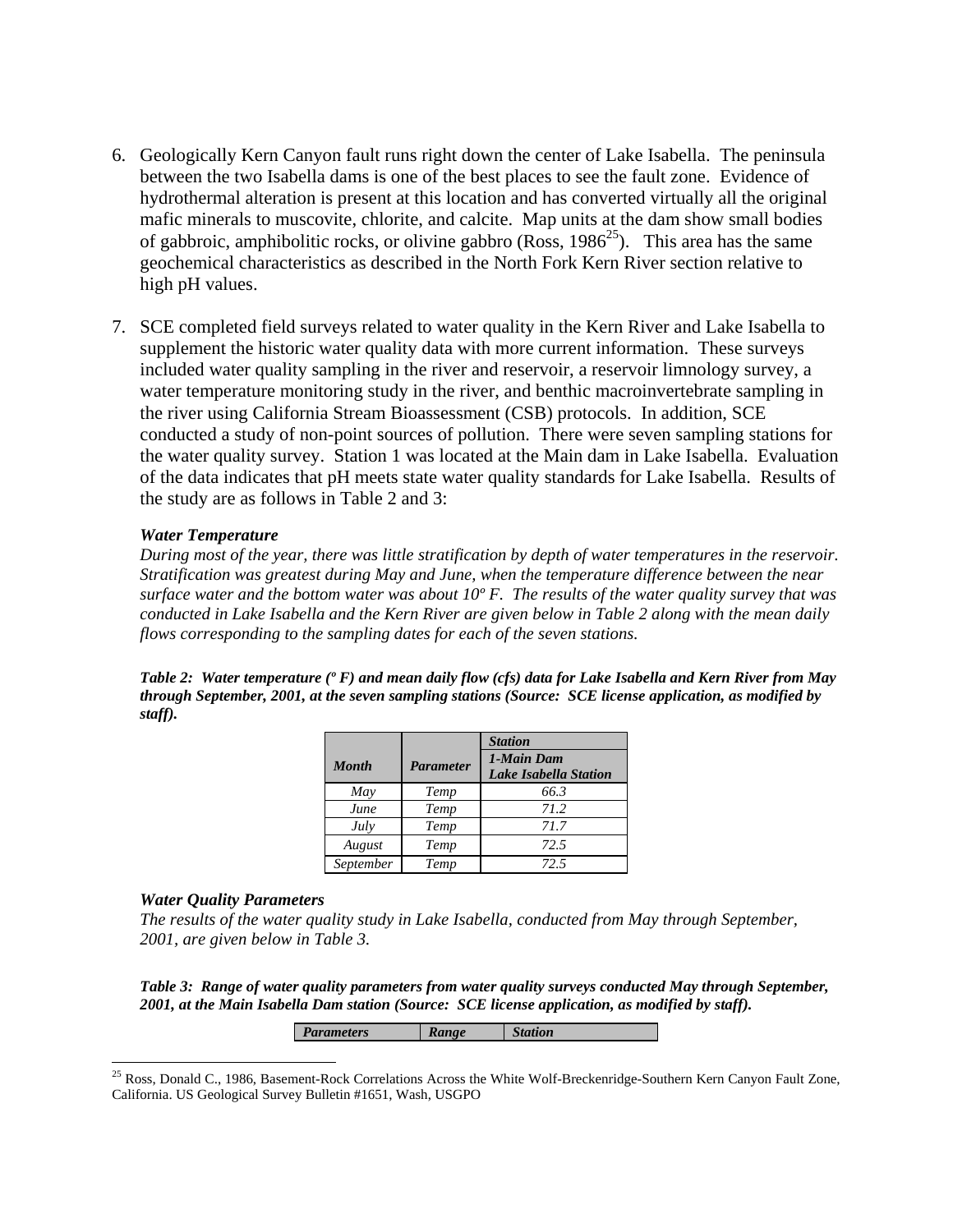6. Geologically Kern Canyon fault runs right down the center of Lake Isabella. The peninsula between the two Isabella dams is one of the best places to see the fault zone. Evidence of hydrothermal alteration is present at this location and has converted virtually all the original mafic minerals to muscovite, chlorite, and calcite. Map units at the dam show small bodies of gabbroic, amphibolitic rocks, or olivine gabbro (Ross, 1986[25]). This area has the same geochemical characteristics as described in the North Fork Kern River section relative to high pH values.

7. SCE completed field surveys related to water quality in the Kern River and Lake Isabella to supplement the historic water quality data with more current information. These surveys included water quality sampling in the river and reservoir, a reservoir limnology survey, a water temperature monitoring study in the river, and benthic macroinvertebrate sampling in the river using California Stream Bioassessment (CSB) protocols. In addition, SCE conducted a study of non-point sources of pollution. There were seven sampling stations for the water quality survey. Station 1 was located at the Main dam in Lake Isabella. Evaluation of the data indicates that pH meets state water quality standards for Lake Isabella. Results of the study are as follows in Table 2 and 3:

***Water Temperature***

*During most of the year, there was little stratification by depth of water temperatures in the reservoir. Stratification was greatest during May and June, when the temperature difference between the near surface water and the bottom water was about 10º F. The results of the water quality survey that was conducted in Lake Isabella and the Kern River are given below in Table 2 along with the mean daily flows corresponding to the sampling dates for each of the seven stations.*

***Table 2: Water temperature (º F) and mean daily flow (cfs) data for Lake Isabella and Kern River from May through September, 2001, at the seven sampling stations (Source: SCE license application, as modified by staff).***

| Month | Parameter | Station<br>1-Main Dam<br>Lake Isabella Station |
|---|---|---|
| May | Temp | 66.3 |
| June | Temp | 71.2 |
| July | Temp | 71.7 |
| August | Temp | 72.5 |
| September | Temp | 72.5 |

***Water Quality Parameters***

*The results of the water quality study in Lake Isabella, conducted from May through September, 2001, are given below in Table 3.*

***Table 3: Range of water quality parameters from water quality surveys conducted May through September, 2001, at the Main Isabella Dam station (Source: SCE license application, as modified by staff).***

| Parameters | Range | Station |
|---|---|---|

[25] Ross, Donald C., 1986, Basement-Rock Correlations Across the White Wolf-Breckenridge-Southern Kern Canyon Fault Zone, California. US Geological Survey Bulletin #1651, Wash, USGPO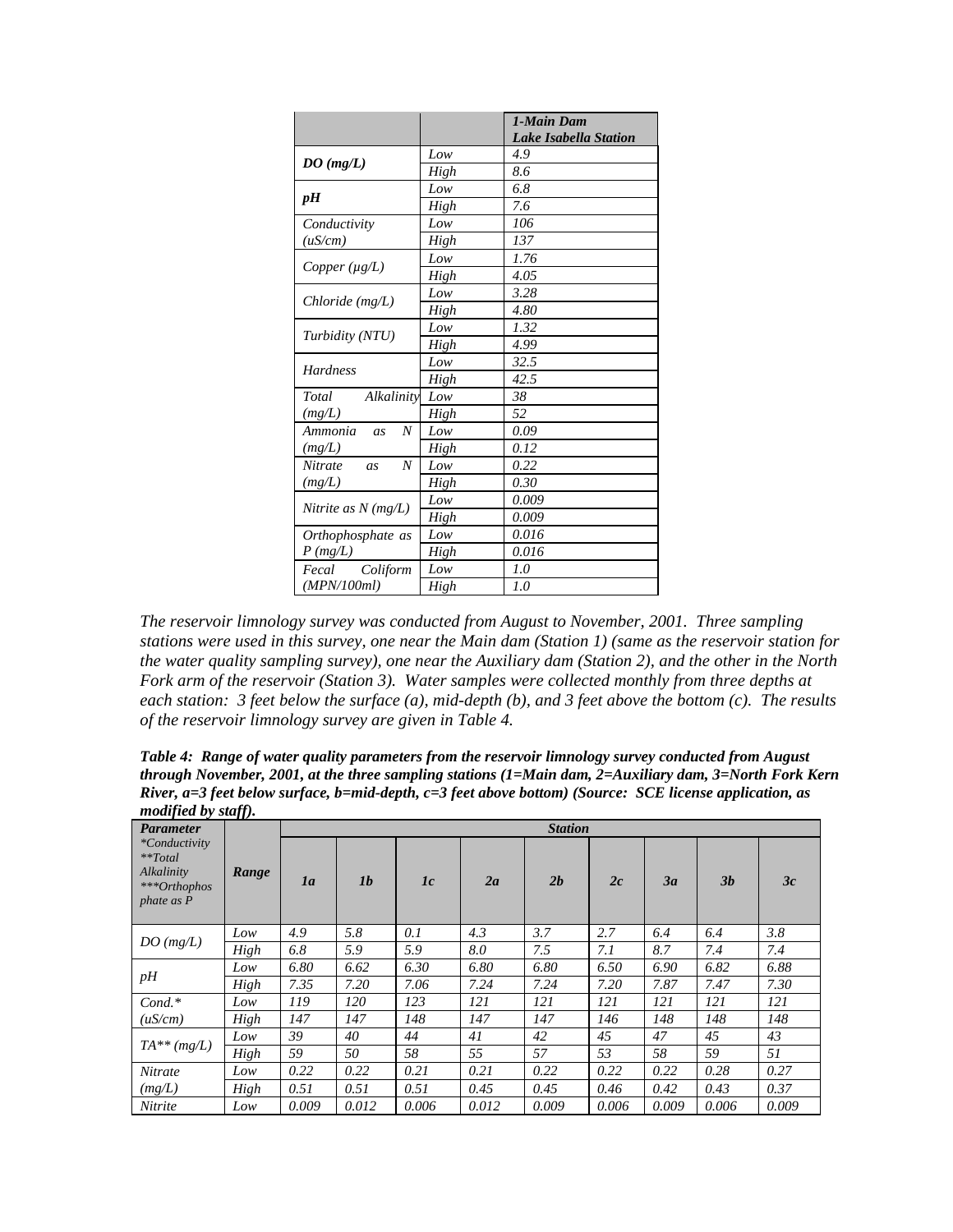| | | *1-Main Dam Lake Isabella Station* |
|---|---|---|
| ***DO (mg/L)*** | *Low* | *4.9* |
| | *High* | *8.6* |
| ***pH*** | *Low* | *6.8* |
| | *High* | *7.6* |
| *Conductivity (uS/cm)* | *Low* | *106* |
| | *High* | *137* |
| *Copper (µg/L)* | *Low* | *1.76* |
| | *High* | *4.05* |
| *Chloride (mg/L)* | *Low* | *3.28* |
| | *High* | *4.80* |
| *Turbidity (NTU)* | *Low* | *1.32* |
| | *High* | *4.99* |
| *Hardness* | *Low* | *32.5* |
| | *High* | *42.5* |
| *Total Alkalinity (mg/L)* | *Low* | *38* |
| | *High* | *52* |
| *Ammonia as N (mg/L)* | *Low* | *0.09* |
| | *High* | *0.12* |
| *Nitrate as N (mg/L)* | *Low* | *0.22* |
| | *High* | *0.30* |
| *Nitrite as N (mg/L)* | *Low* | *0.009* |
| | *High* | *0.009* |
| *Orthophosphate as P (mg/L)* | *Low* | *0.016* |
| | *High* | *0.016* |
| *Fecal Coliform (MPN/100ml)* | *Low* | *1.0* |
| | *High* | *1.0* |

*The reservoir limnology survey was conducted from August to November, 2001. Three sampling stations were used in this survey, one near the Main dam (Station 1) (same as the reservoir station for the water quality sampling survey), one near the Auxiliary dam (Station 2), and the other in the North Fork arm of the reservoir (Station 3). Water samples were collected monthly from three depths at each station: 3 feet below the surface (a), mid-depth (b), and 3 feet above the bottom (c). The results of the reservoir limnology survey are given in Table 4.*

***Table 4: Range of water quality parameters from the reservoir limnology survey conducted from August through November, 2001, at the three sampling stations (1=Main dam, 2=Auxiliary dam, 3=North Fork Kern River, a=3 feet below surface, b=mid-depth, c=3 feet above bottom) (Source: SCE license application, as modified by staff).***

| ***Parameter*** *\*Conductivity \*\*Total Alkalinity \*\*\*Orthophosphate as P* | ***Range*** | ***Station*** | | | | | | | | |
|---|---|---|---|---|---|---|---|---|---|---|
| | | ***1a*** | ***1b*** | ***1c*** | ***2a*** | ***2b*** | ***2c*** | ***3a*** | ***3b*** | ***3c*** |
| *DO (mg/L)* | *Low* | *4.9* | *5.8* | *0.1* | *4.3* | *3.7* | *2.7* | *6.4* | *6.4* | *3.8* |
| | *High* | *6.8* | *5.9* | *5.9* | *8.0* | *7.5* | *7.1* | *8.7* | *7.4* | *7.4* |
| *pH* | *Low* | *6.80* | *6.62* | *6.30* | *6.80* | *6.80* | *6.50* | *6.90* | *6.82* | *6.88* |
| | *High* | *7.35* | *7.20* | *7.06* | *7.24* | *7.24* | *7.20* | *7.87* | *7.47* | *7.30* |
| *Cond.\* (uS/cm)* | *Low* | *119* | *120* | *123* | *121* | *121* | *121* | *121* | *121* | *121* |
| | *High* | *147* | *147* | *148* | *147* | *147* | *146* | *148* | *148* | *148* |
| *TA\*\* (mg/L)* | *Low* | *39* | *40* | *44* | *41* | *42* | *45* | *47* | *45* | *43* |
| | *High* | *59* | *50* | *58* | *55* | *57* | *53* | *58* | *59* | *51* |
| *Nitrate (mg/L)* | *Low* | *0.22* | *0.22* | *0.21* | *0.21* | *0.22* | *0.22* | *0.22* | *0.28* | *0.27* |
| | *High* | *0.51* | *0.51* | *0.51* | *0.45* | *0.45* | *0.46* | *0.42* | *0.43* | *0.37* |
| *Nitrite* | *Low* | *0.009* | *0.012* | *0.006* | *0.012* | *0.009* | *0.006* | *0.009* | *0.006* | *0.009* |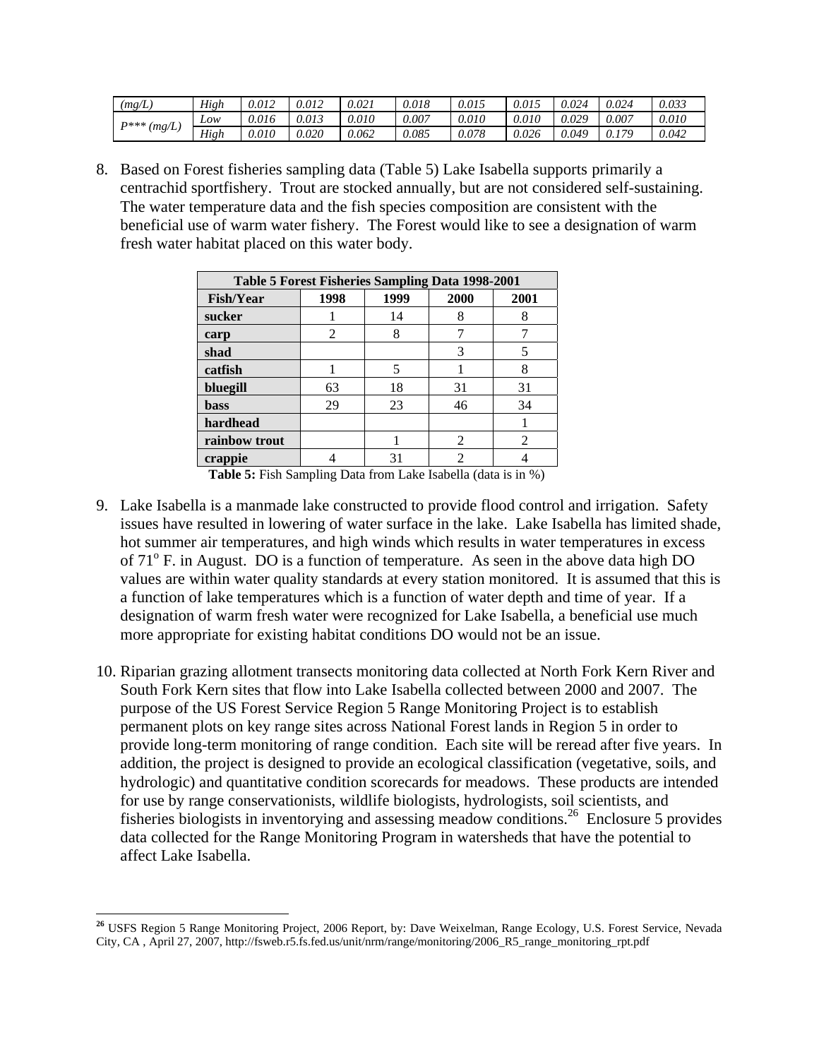| *(mg/L)* | *High* | *0.012* | *0.012* | *0.021* | *0.018* | *0.015* | *0.015* | *0.024* | *0.024* | *0.033* |
|---|---|---|---|---|---|---|---|---|---|---|
| *P\*\*\* (mg/L)* | *Low* | *0.016* | *0.013* | *0.010* | *0.007* | *0.010* | *0.010* | *0.029* | *0.007* | *0.010* |
| | *High* | *0.010* | *0.020* | *0.062* | *0.085* | *0.078* | *0.026* | *0.049* | *0.179* | *0.042* |

8. Based on Forest fisheries sampling data (Table 5) Lake Isabella supports primarily a centrachid sportfishery. Trout are stocked annually, but are not considered self-sustaining. The water temperature data and the fish species composition are consistent with the beneficial use of warm water fishery. The Forest would like to see a designation of warm fresh water habitat placed on this water body.

| **Table 5 Forest Fisheries Sampling Data 1998-2001** | | | | |
|---|---|---|---|---|
| **Fish/Year** | **1998** | **1999** | **2000** | **2001** |
| **sucker** | 1 | 14 | 8 | 8 |
| **carp** | 2 | 8 | 7 | 7 |
| **shad** | | | 3 | 5 |
| **catfish** | 1 | 5 | 1 | 8 |
| **bluegill** | 63 | 18 | 31 | 31 |
| **bass** | 29 | 23 | 46 | 34 |
| **hardhead** | | | | 1 |
| **rainbow trout** | | 1 | 2 | 2 |
| **crappie** | 4 | 31 | 2 | 4 |

**Table 5:** Fish Sampling Data from Lake Isabella (data is in %)

9. Lake Isabella is a manmade lake constructed to provide flood control and irrigation. Safety issues have resulted in lowering of water surface in the lake. Lake Isabella has limited shade, hot summer air temperatures, and high winds which results in water temperatures in excess of 71$^{o}$ F. in August. DO is a function of temperature. As seen in the above data high DO values are within water quality standards at every station monitored. It is assumed that this is a function of lake temperatures which is a function of water depth and time of year. If a designation of warm fresh water were recognized for Lake Isabella, a beneficial use much more appropriate for existing habitat conditions DO would not be an issue.

10. Riparian grazing allotment transects monitoring data collected at North Fork Kern River and South Fork Kern sites that flow into Lake Isabella collected between 2000 and 2007. The purpose of the US Forest Service Region 5 Range Monitoring Project is to establish permanent plots on key range sites across National Forest lands in Region 5 in order to provide long-term monitoring of range condition. Each site will be reread after five years. In addition, the project is designed to provide an ecological classification (vegetative, soils, and hydrologic) and quantitative condition scorecards for meadows. These products are intended for use by range conservationists, wildlife biologists, hydrologists, soil scientists, and fisheries biologists in inventorying and assessing meadow conditions.[26] Enclosure 5 provides data collected for the Range Monitoring Program in watersheds that have the potential to affect Lake Isabella.

[26] USFS Region 5 Range Monitoring Project, 2006 Report, by: Dave Weixelman, Range Ecology, U.S. Forest Service, Nevada City, CA , April 27, 2007, http://fsweb.r5.fs.fed.us/unit/nrm/range/monitoring/2006_R5_range_monitoring_rpt.pdf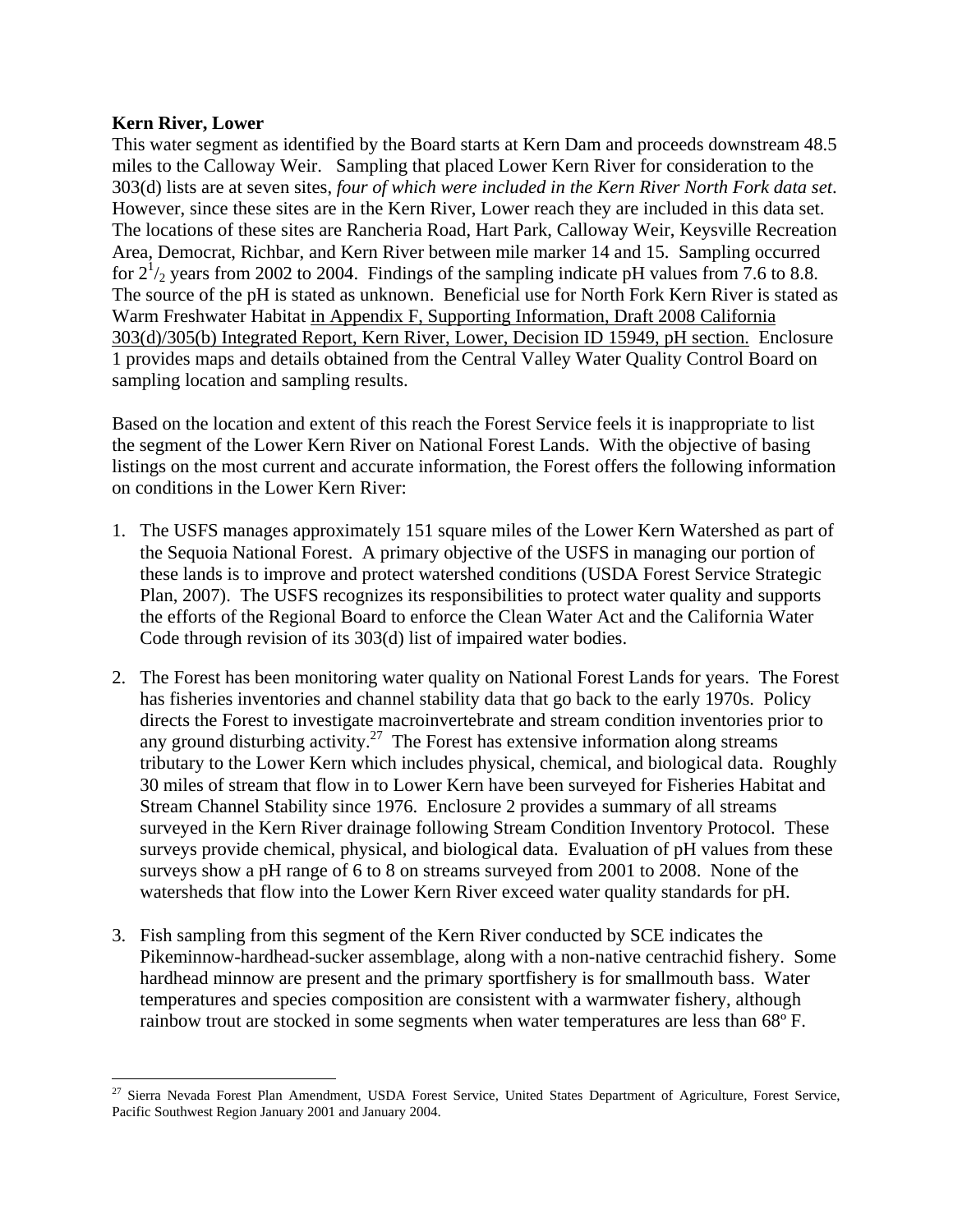**Kern River, Lower**

This water segment as identified by the Board starts at Kern Dam and proceeds downstream 48.5 miles to the Calloway Weir. Sampling that placed Lower Kern River for consideration to the 303(d) lists are at seven sites, *four of which were included in the Kern River North Fork data set*. However, since these sites are in the Kern River, Lower reach they are included in this data set. The locations of these sites are Rancheria Road, Hart Park, Calloway Weir, Keysville Recreation Area, Democrat, Richbar, and Kern River between mile marker 14 and 15. Sampling occurred for $2^1/_2$ years from 2002 to 2004. Findings of the sampling indicate pH values from 7.6 to 8.8. The source of the pH is stated as unknown. Beneficial use for North Fork Kern River is stated as Warm Freshwater Habitat in Appendix F, Supporting Information, Draft 2008 California 303(d)/305(b) Integrated Report, Kern River, Lower, Decision ID 15949, pH section. Enclosure 1 provides maps and details obtained from the Central Valley Water Quality Control Board on sampling location and sampling results.

Based on the location and extent of this reach the Forest Service feels it is inappropriate to list the segment of the Lower Kern River on National Forest Lands. With the objective of basing listings on the most current and accurate information, the Forest offers the following information on conditions in the Lower Kern River:

1. The USFS manages approximately 151 square miles of the Lower Kern Watershed as part of the Sequoia National Forest. A primary objective of the USFS in managing our portion of these lands is to improve and protect watershed conditions (USDA Forest Service Strategic Plan, 2007). The USFS recognizes its responsibilities to protect water quality and supports the efforts of the Regional Board to enforce the Clean Water Act and the California Water Code through revision of its 303(d) list of impaired water bodies.

2. The Forest has been monitoring water quality on National Forest Lands for years. The Forest has fisheries inventories and channel stability data that go back to the early 1970s. Policy directs the Forest to investigate macroinvertebrate and stream condition inventories prior to any ground disturbing activity.[27] The Forest has extensive information along streams tributary to the Lower Kern which includes physical, chemical, and biological data. Roughly 30 miles of stream that flow in to Lower Kern have been surveyed for Fisheries Habitat and Stream Channel Stability since 1976. Enclosure 2 provides a summary of all streams surveyed in the Kern River drainage following Stream Condition Inventory Protocol. These surveys provide chemical, physical, and biological data. Evaluation of pH values from these surveys show a pH range of 6 to 8 on streams surveyed from 2001 to 2008. None of the watersheds that flow into the Lower Kern River exceed water quality standards for pH.

3. Fish sampling from this segment of the Kern River conducted by SCE indicates the Pikeminnow-hardhead-sucker assemblage, along with a non-native centrachid fishery. Some hardhead minnow are present and the primary sportfishery is for smallmouth bass. Water temperatures and species composition are consistent with a warmwater fishery, although rainbow trout are stocked in some segments when water temperatures are less than 68º F.

---

[27] Sierra Nevada Forest Plan Amendment, USDA Forest Service, United States Department of Agriculture, Forest Service, Pacific Southwest Region January 2001 and January 2004.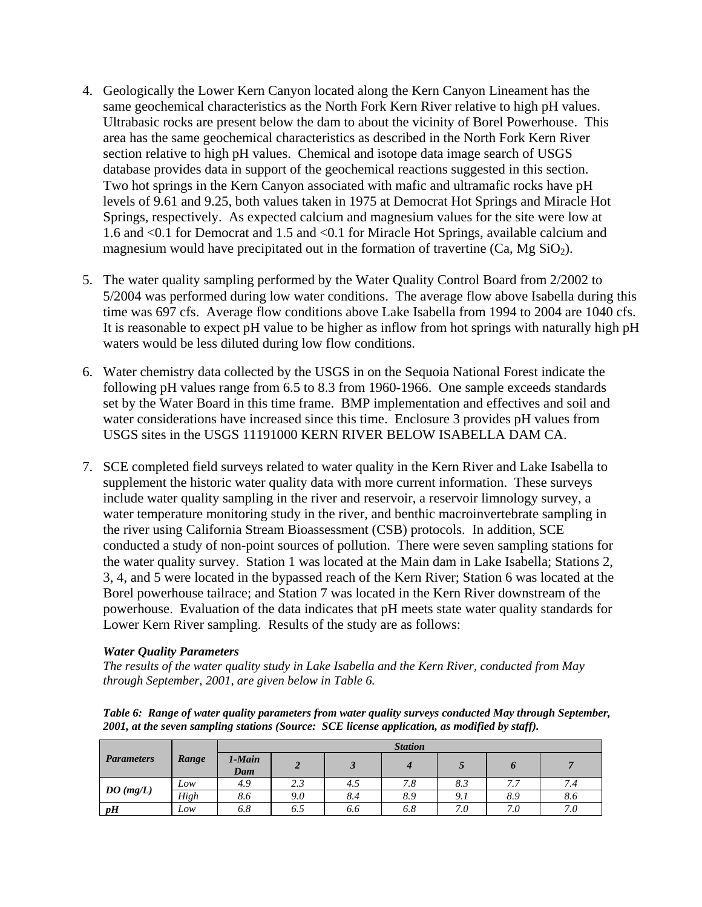4. Geologically the Lower Kern Canyon located along the Kern Canyon Lineament has the same geochemical characteristics as the North Fork Kern River relative to high pH values. Ultrabasic rocks are present below the dam to about the vicinity of Borel Powerhouse. This area has the same geochemical characteristics as described in the North Fork Kern River section relative to high pH values. Chemical and isotope data image search of USGS database provides data in support of the geochemical reactions suggested in this section. Two hot springs in the Kern Canyon associated with mafic and ultramafic rocks have pH levels of 9.61 and 9.25, both values taken in 1975 at Democrat Hot Springs and Miracle Hot Springs, respectively. As expected calcium and magnesium values for the site were low at 1.6 and <0.1 for Democrat and 1.5 and <0.1 for Miracle Hot Springs, available calcium and magnesium would have precipitated out in the formation of travertine (Ca, Mg $SiO_2$).

5. The water quality sampling performed by the Water Quality Control Board from 2/2002 to 5/2004 was performed during low water conditions. The average flow above Isabella during this time was 697 cfs. Average flow conditions above Lake Isabella from 1994 to 2004 are 1040 cfs. It is reasonable to expect pH value to be higher as inflow from hot springs with naturally high pH waters would be less diluted during low flow conditions.

6. Water chemistry data collected by the USGS in on the Sequoia National Forest indicate the following pH values range from 6.5 to 8.3 from 1960-1966. One sample exceeds standards set by the Water Board in this time frame. BMP implementation and effectives and soil and water considerations have increased since this time. Enclosure 3 provides pH values from USGS sites in the USGS 11191000 KERN RIVER BELOW ISABELLA DAM CA.

7. SCE completed field surveys related to water quality in the Kern River and Lake Isabella to supplement the historic water quality data with more current information. These surveys include water quality sampling in the river and reservoir, a reservoir limnology survey, a water temperature monitoring study in the river, and benthic macroinvertebrate sampling in the river using California Stream Bioassessment (CSB) protocols. In addition, SCE conducted a study of non-point sources of pollution. There were seven sampling stations for the water quality survey. Station 1 was located at the Main dam in Lake Isabella; Stations 2, 3, 4, and 5 were located in the bypassed reach of the Kern River; Station 6 was located at the Borel powerhouse tailrace; and Station 7 was located in the Kern River downstream of the powerhouse. Evaluation of the data indicates that pH meets state water quality standards for Lower Kern River sampling. Results of the study are as follows:

   ***Water Quality Parameters***

   *The results of the water quality study in Lake Isabella and the Kern River, conducted from May through September, 2001, are given below in Table 6.*

***Table 6: Range of water quality parameters from water quality surveys conducted May through September, 2001, at the seven sampling stations (Source: SCE license application, as modified by staff).***

| *Parameters* | *Range* | *Station* | | | | | | |
|---|---|---|---|---|---|---|---|---|
| | | *1-Main Dam* | *2* | *3* | *4* | *5* | *6* | *7* |
| *DO (mg/L)* | *Low* | *4.9* | *2.3* | *4.5* | *7.8* | *8.3* | *7.7* | *7.4* |
| | *High* | *8.6* | *9.0* | *8.4* | *8.9* | *9.1* | *8.9* | *8.6* |
| *pH* | *Low* | *6.8* | *6.5* | *6.6* | *6.8* | *7.0* | *7.0* | *7.0* |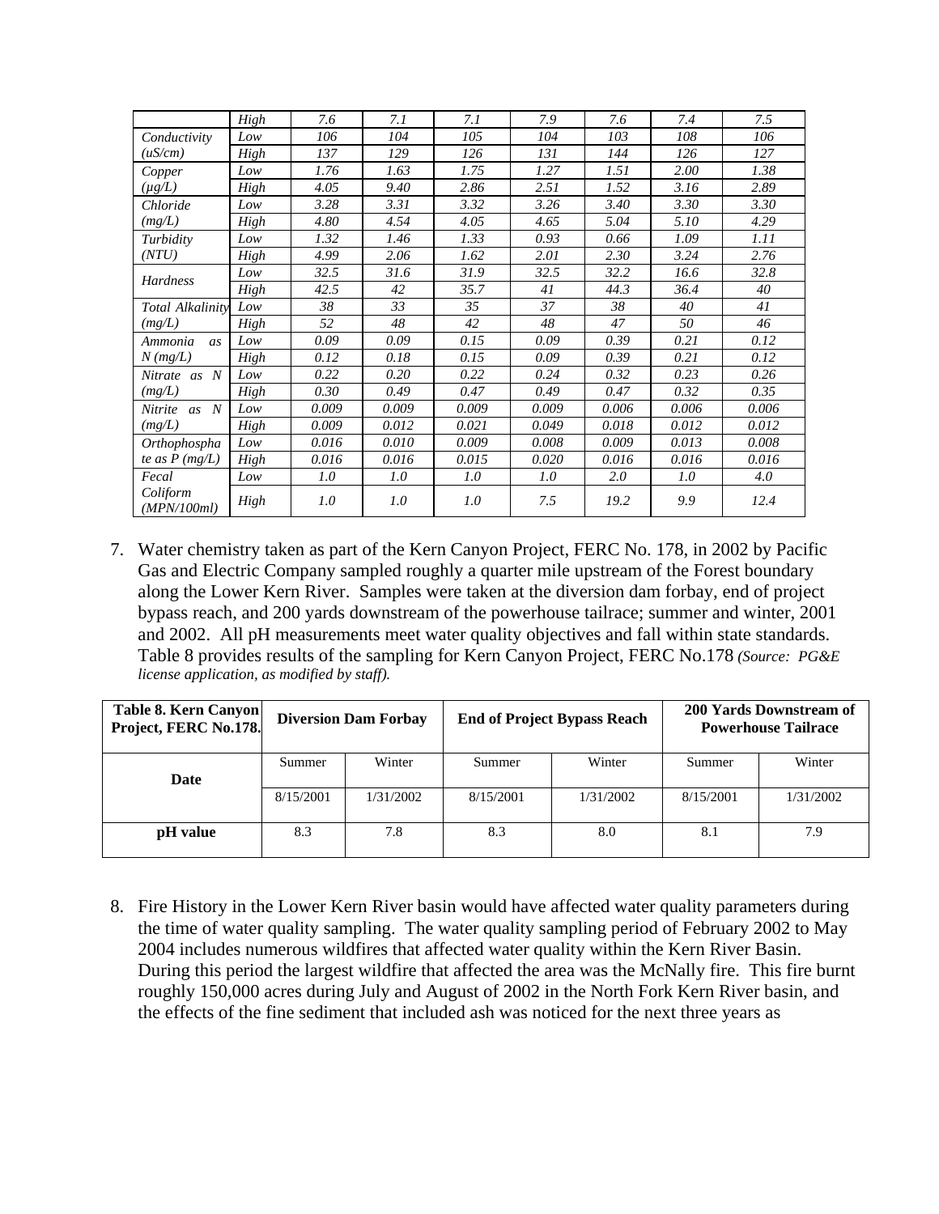| | High | 7.6 | 7.1 | 7.1 | 7.9 | 7.6 | 7.4 | 7.5 |
|---|---|---|---|---|---|---|---|---|
| *Conductivity (uS/cm)* | *Low* | *106* | *104* | *105* | *104* | *103* | *108* | *106* |
| | *High* | *137* | *129* | *126* | *131* | *144* | *126* | *127* |
| *Copper (µg/L)* | *Low* | *1.76* | *1.63* | *1.75* | *1.27* | *1.51* | *2.00* | *1.38* |
| | *High* | *4.05* | *9.40* | *2.86* | *2.51* | *1.52* | *3.16* | *2.89* |
| *Chloride (mg/L)* | *Low* | *3.28* | *3.31* | *3.32* | *3.26* | *3.40* | *3.30* | *3.30* |
| | *High* | *4.80* | *4.54* | *4.05* | *4.65* | *5.04* | *5.10* | *4.29* |
| *Turbidity (NTU)* | *Low* | *1.32* | *1.46* | *1.33* | *0.93* | *0.66* | *1.09* | *1.11* |
| | *High* | *4.99* | *2.06* | *1.62* | *2.01* | *2.30* | *3.24* | *2.76* |
| *Hardness* | *Low* | *32.5* | *31.6* | *31.9* | *32.5* | *32.2* | *16.6* | *32.8* |
| | *High* | *42.5* | *42* | *35.7* | *41* | *44.3* | *36.4* | *40* |
| *Total Alkalinity (mg/L)* | *Low* | *38* | *33* | *35* | *37* | *38* | *40* | *41* |
| | *High* | *52* | *48* | *42* | *48* | *47* | *50* | *46* |
| *Ammonia as N (mg/L)* | *Low* | *0.09* | *0.09* | *0.15* | *0.09* | *0.39* | *0.21* | *0.12* |
| | *High* | *0.12* | *0.18* | *0.15* | *0.09* | *0.39* | *0.21* | *0.12* |
| *Nitrate as N (mg/L)* | *Low* | *0.22* | *0.20* | *0.22* | *0.24* | *0.32* | *0.23* | *0.26* |
| | *High* | *0.30* | *0.49* | *0.47* | *0.49* | *0.47* | *0.32* | *0.35* |
| *Nitrite as N (mg/L)* | *Low* | *0.009* | *0.009* | *0.009* | *0.009* | *0.006* | *0.006* | *0.006* |
| | *High* | *0.009* | *0.012* | *0.021* | *0.049* | *0.018* | *0.012* | *0.012* |
| *Orthophosphate as P (mg/L)* | *Low* | *0.016* | *0.010* | *0.009* | *0.008* | *0.009* | *0.013* | *0.008* |
| | *High* | *0.016* | *0.016* | *0.015* | *0.020* | *0.016* | *0.016* | *0.016* |
| *Fecal Coliform (MPN/100ml)* | *Low* | *1.0* | *1.0* | *1.0* | *1.0* | *2.0* | *1.0* | *4.0* |
| | *High* | *1.0* | *1.0* | *1.0* | *7.5* | *19.2* | *9.9* | *12.4* |

7. Water chemistry taken as part of the Kern Canyon Project, FERC No. 178, in 2002 by Pacific Gas and Electric Company sampled roughly a quarter mile upstream of the Forest boundary along the Lower Kern River. Samples were taken at the diversion dam forbay, end of project bypass reach, and 200 yards downstream of the powerhouse tailrace; summer and winter, 2001 and 2002. All pH measurements meet water quality objectives and fall within state standards. Table 8 provides results of the sampling for Kern Canyon Project, FERC No.178 *(Source: PG&E license application, as modified by staff).*

| **Table 8. Kern Canyon Project, FERC No.178.** | **Diversion Dam Forbay** | | **End of Project Bypass Reach** | | **200 Yards Downstream of Powerhouse Tailrace** | |
|---|---|---|---|---|---|---|
| **Date** | Summer | Winter | Summer | Winter | Summer | Winter |
| | 8/15/2001 | 1/31/2002 | 8/15/2001 | 1/31/2002 | 8/15/2001 | 1/31/2002 |
| **pH value** | 8.3 | 7.8 | 8.3 | 8.0 | 8.1 | 7.9 |

8. Fire History in the Lower Kern River basin would have affected water quality parameters during the time of water quality sampling. The water quality sampling period of February 2002 to May 2004 includes numerous wildfires that affected water quality within the Kern River Basin. During this period the largest wildfire that affected the area was the McNally fire. This fire burnt roughly 150,000 acres during July and August of 2002 in the North Fork Kern River basin, and the effects of the fine sediment that included ash was noticed for the next three years as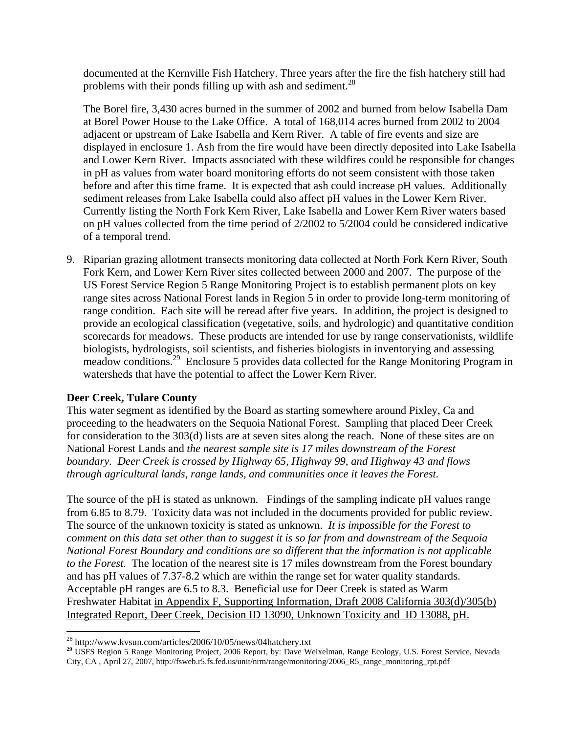documented at the Kernville Fish Hatchery. Three years after the fire the fish hatchery still had problems with their ponds filling up with ash and sediment.[28]

The Borel fire, 3,430 acres burned in the summer of 2002 and burned from below Isabella Dam at Borel Power House to the Lake Office. A total of 168,014 acres burned from 2002 to 2004 adjacent or upstream of Lake Isabella and Kern River. A table of fire events and size are displayed in enclosure 1. Ash from the fire would have been directly deposited into Lake Isabella and Lower Kern River. Impacts associated with these wildfires could be responsible for changes in pH as values from water board monitoring efforts do not seem consistent with those taken before and after this time frame. It is expected that ash could increase pH values. Additionally sediment releases from Lake Isabella could also affect pH values in the Lower Kern River. Currently listing the North Fork Kern River, Lake Isabella and Lower Kern River waters based on pH values collected from the time period of 2/2002 to 5/2004 could be considered indicative of a temporal trend.

9. Riparian grazing allotment transects monitoring data collected at North Fork Kern River, South Fork Kern, and Lower Kern River sites collected between 2000 and 2007. The purpose of the US Forest Service Region 5 Range Monitoring Project is to establish permanent plots on key range sites across National Forest lands in Region 5 in order to provide long-term monitoring of range condition. Each site will be reread after five years. In addition, the project is designed to provide an ecological classification (vegetative, soils, and hydrologic) and quantitative condition scorecards for meadows. These products are intended for use by range conservationists, wildlife biologists, hydrologists, soil scientists, and fisheries biologists in inventorying and assessing meadow conditions.[29] Enclosure 5 provides data collected for the Range Monitoring Program in watersheds that have the potential to affect the Lower Kern River.

**Deer Creek, Tulare County**

This water segment as identified by the Board as starting somewhere around Pixley, Ca and proceeding to the headwaters on the Sequoia National Forest. Sampling that placed Deer Creek for consideration to the 303(d) lists are at seven sites along the reach. None of these sites are on National Forest Lands and *the nearest sample site is 17 miles downstream of the Forest boundary. Deer Creek is crossed by Highway 65, Highway 99, and Highway 43 and flows through agricultural lands, range lands, and communities once it leaves the Forest.*

The source of the pH is stated as unknown. Findings of the sampling indicate pH values range from 6.85 to 8.79. Toxicity data was not included in the documents provided for public review. The source of the unknown toxicity is stated as unknown. *It is impossible for the Forest to comment on this data set other than to suggest it is so far from and downstream of the Sequoia National Forest Boundary and conditions are so different that the information is not applicable to the Forest.* The location of the nearest site is 17 miles downstream from the Forest boundary and has pH values of 7.37-8.2 which are within the range set for water quality standards. Acceptable pH ranges are 6.5 to 8.3. Beneficial use for Deer Creek is stated as Warm Freshwater Habitat in Appendix F, Supporting Information, Draft 2008 California 303(d)/305(b) Integrated Report, Deer Creek, Decision ID 13090, Unknown Toxicity and ID 13088, pH.

---

[28] http://www.kvsun.com/articles/2006/10/05/news/04hatchery.txt

[29] USFS Region 5 Range Monitoring Project, 2006 Report, by: Dave Weixelman, Range Ecology, U.S. Forest Service, Nevada City, CA , April 27, 2007, http://fsweb.r5.fs.fed.us/unit/nrm/range/monitoring/2006_R5_range_monitoring_rpt.pdf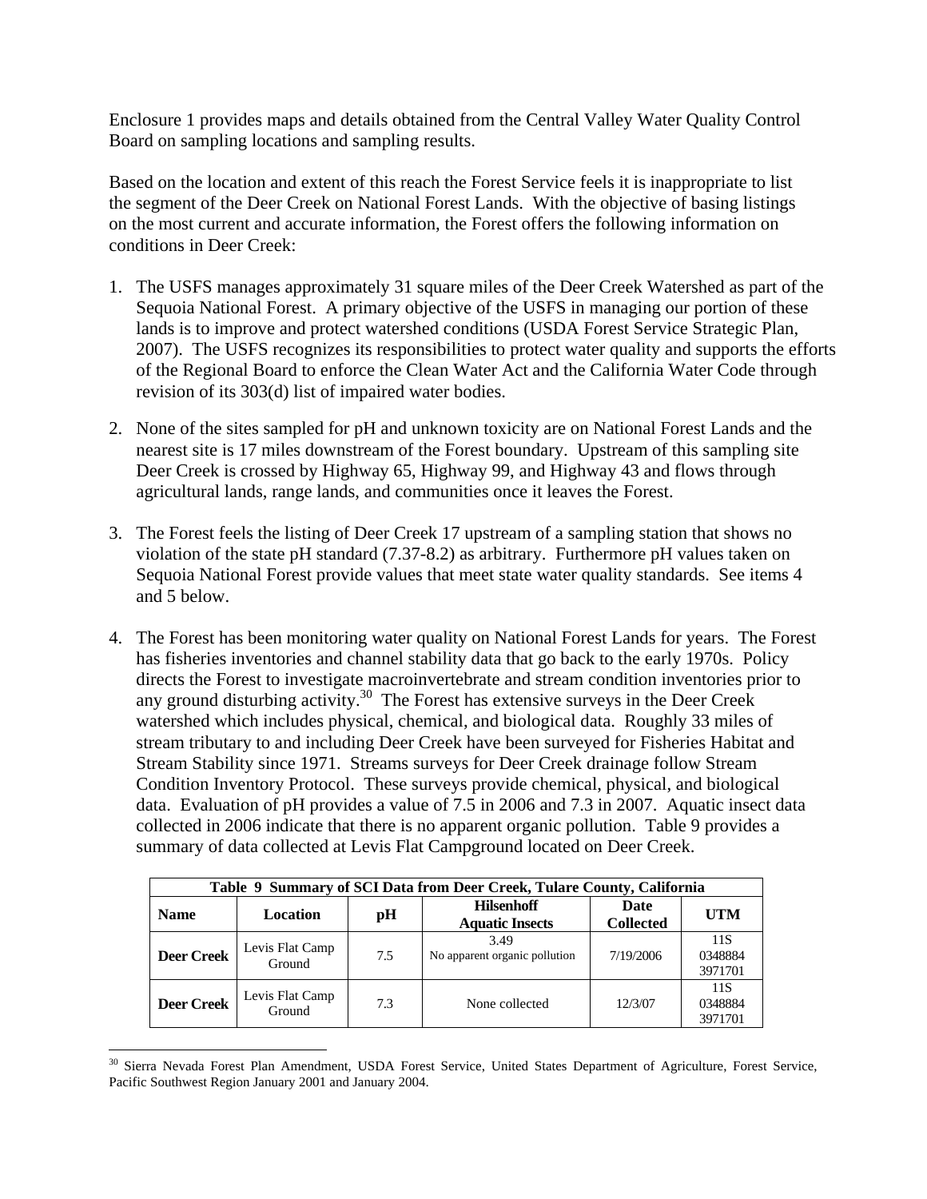Enclosure 1 provides maps and details obtained from the Central Valley Water Quality Control Board on sampling locations and sampling results.

Based on the location and extent of this reach the Forest Service feels it is inappropriate to list the segment of the Deer Creek on National Forest Lands. With the objective of basing listings on the most current and accurate information, the Forest offers the following information on conditions in Deer Creek:

1. The USFS manages approximately 31 square miles of the Deer Creek Watershed as part of the Sequoia National Forest. A primary objective of the USFS in managing our portion of these lands is to improve and protect watershed conditions (USDA Forest Service Strategic Plan, 2007). The USFS recognizes its responsibilities to protect water quality and supports the efforts of the Regional Board to enforce the Clean Water Act and the California Water Code through revision of its 303(d) list of impaired water bodies.

2. None of the sites sampled for pH and unknown toxicity are on National Forest Lands and the nearest site is 17 miles downstream of the Forest boundary. Upstream of this sampling site Deer Creek is crossed by Highway 65, Highway 99, and Highway 43 and flows through agricultural lands, range lands, and communities once it leaves the Forest.

3. The Forest feels the listing of Deer Creek 17 upstream of a sampling station that shows no violation of the state pH standard (7.37-8.2) as arbitrary. Furthermore pH values taken on Sequoia National Forest provide values that meet state water quality standards. See items 4 and 5 below.

4. The Forest has been monitoring water quality on National Forest Lands for years. The Forest has fisheries inventories and channel stability data that go back to the early 1970s. Policy directs the Forest to investigate macroinvertebrate and stream condition inventories prior to any ground disturbing activity.[30] The Forest has extensive surveys in the Deer Creek watershed which includes physical, chemical, and biological data. Roughly 33 miles of stream tributary to and including Deer Creek have been surveyed for Fisheries Habitat and Stream Stability since 1971. Streams surveys for Deer Creek drainage follow Stream Condition Inventory Protocol. These surveys provide chemical, physical, and biological data. Evaluation of pH provides a value of 7.5 in 2006 and 7.3 in 2007. Aquatic insect data collected in 2006 indicate that there is no apparent organic pollution. Table 9 provides a summary of data collected at Levis Flat Campground located on Deer Creek.

**Table 9 Summary of SCI Data from Deer Creek, Tulare County, California**

| Name | Location | pH | Hilsenhoff Aquatic Insects | Date Collected | UTM |
|---|---|---|---|---|---|
| **Deer Creek** | Levis Flat Camp Ground | 7.5 | 3.49 No apparent organic pollution | 7/19/2006 | 11S 0348884 3971701 |
| **Deer Creek** | Levis Flat Camp Ground | 7.3 | None collected | 12/3/07 | 11S 0348884 3971701 |

[30] Sierra Nevada Forest Plan Amendment, USDA Forest Service, United States Department of Agriculture, Forest Service, Pacific Southwest Region January 2001 and January 2004.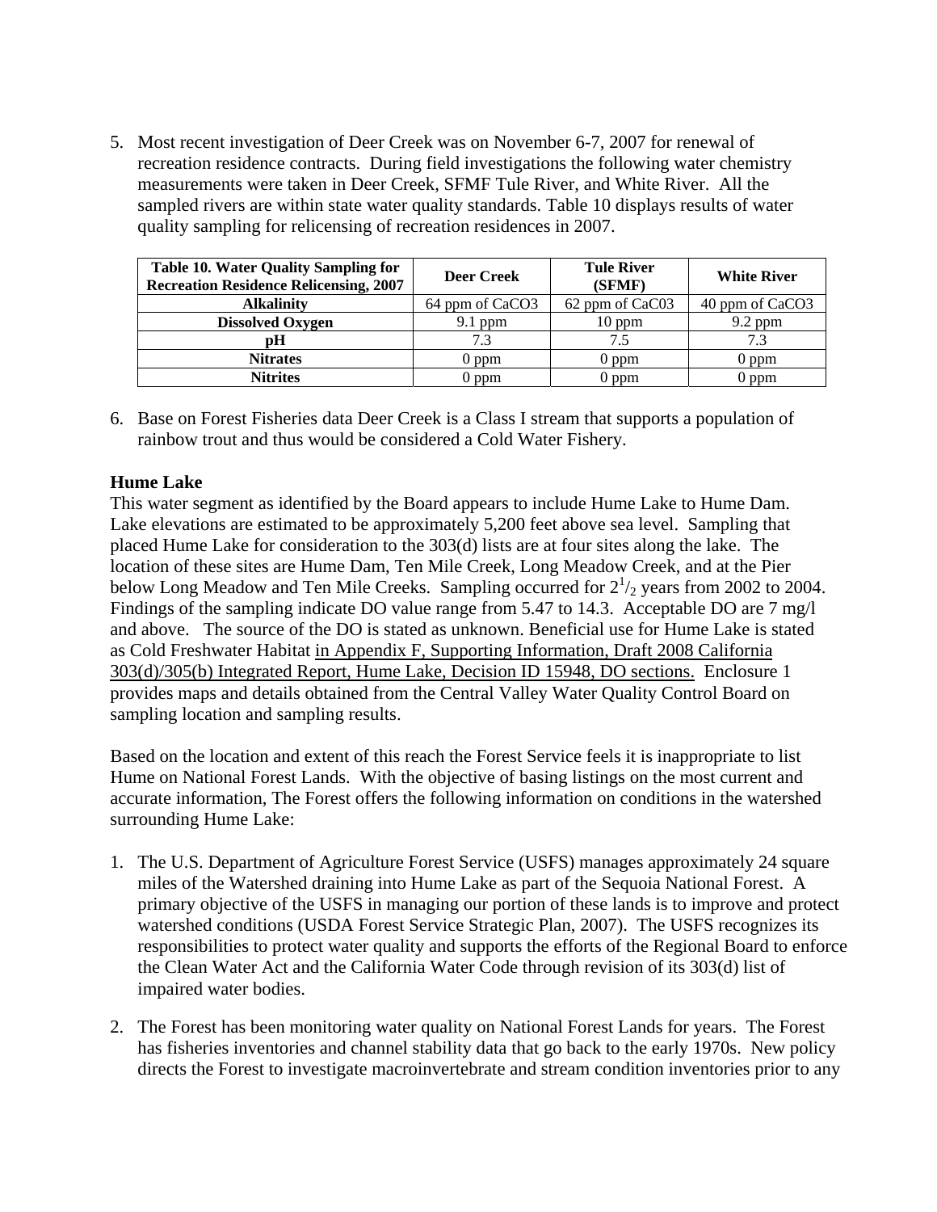5. Most recent investigation of Deer Creek was on November 6-7, 2007 for renewal of recreation residence contracts. During field investigations the following water chemistry measurements were taken in Deer Creek, SFMF Tule River, and White River. All the sampled rivers are within state water quality standards. Table 10 displays results of water quality sampling for relicensing of recreation residences in 2007.

| Table 10. Water Quality Sampling for Recreation Residence Relicensing, 2007 | Deer Creek | Tule River (SFMF) | White River |
|---|---|---|---|
| Alkalinity | 64 ppm of CaCO3 | 62 ppm of CaC03 | 40 ppm of CaCO3 |
| Dissolved Oxygen | 9.1 ppm | 10 ppm | 9.2 ppm |
| pH | 7.3 | 7.5 | 7.3 |
| Nitrates | 0 ppm | 0 ppm | 0 ppm |
| Nitrites | 0 ppm | 0 ppm | 0 ppm |

6. Base on Forest Fisheries data Deer Creek is a Class I stream that supports a population of rainbow trout and thus would be considered a Cold Water Fishery.

### Hume Lake

This water segment as identified by the Board appears to include Hume Lake to Hume Dam. Lake elevations are estimated to be approximately 5,200 feet above sea level. Sampling that placed Hume Lake for consideration to the 303(d) lists are at four sites along the lake. The location of these sites are Hume Dam, Ten Mile Creek, Long Meadow Creek, and at the Pier below Long Meadow and Ten Mile Creeks. Sampling occurred for $2^1/_2$ years from 2002 to 2004. Findings of the sampling indicate DO value range from 5.47 to 14.3. Acceptable DO are 7 mg/l and above. The source of the DO is stated as unknown. Beneficial use for Hume Lake is stated as Cold Freshwater Habitat in Appendix F, Supporting Information, Draft 2008 California 303(d)/305(b) Integrated Report, Hume Lake, Decision ID 15948, DO sections. Enclosure 1 provides maps and details obtained from the Central Valley Water Quality Control Board on sampling location and sampling results.

Based on the location and extent of this reach the Forest Service feels it is inappropriate to list Hume on National Forest Lands. With the objective of basing listings on the most current and accurate information, The Forest offers the following information on conditions in the watershed surrounding Hume Lake:

1. The U.S. Department of Agriculture Forest Service (USFS) manages approximately 24 square miles of the Watershed draining into Hume Lake as part of the Sequoia National Forest. A primary objective of the USFS in managing our portion of these lands is to improve and protect watershed conditions (USDA Forest Service Strategic Plan, 2007). The USFS recognizes its responsibilities to protect water quality and supports the efforts of the Regional Board to enforce the Clean Water Act and the California Water Code through revision of its 303(d) list of impaired water bodies.

2. The Forest has been monitoring water quality on National Forest Lands for years. The Forest has fisheries inventories and channel stability data that go back to the early 1970s. New policy directs the Forest to investigate macroinvertebrate and stream condition inventories prior to any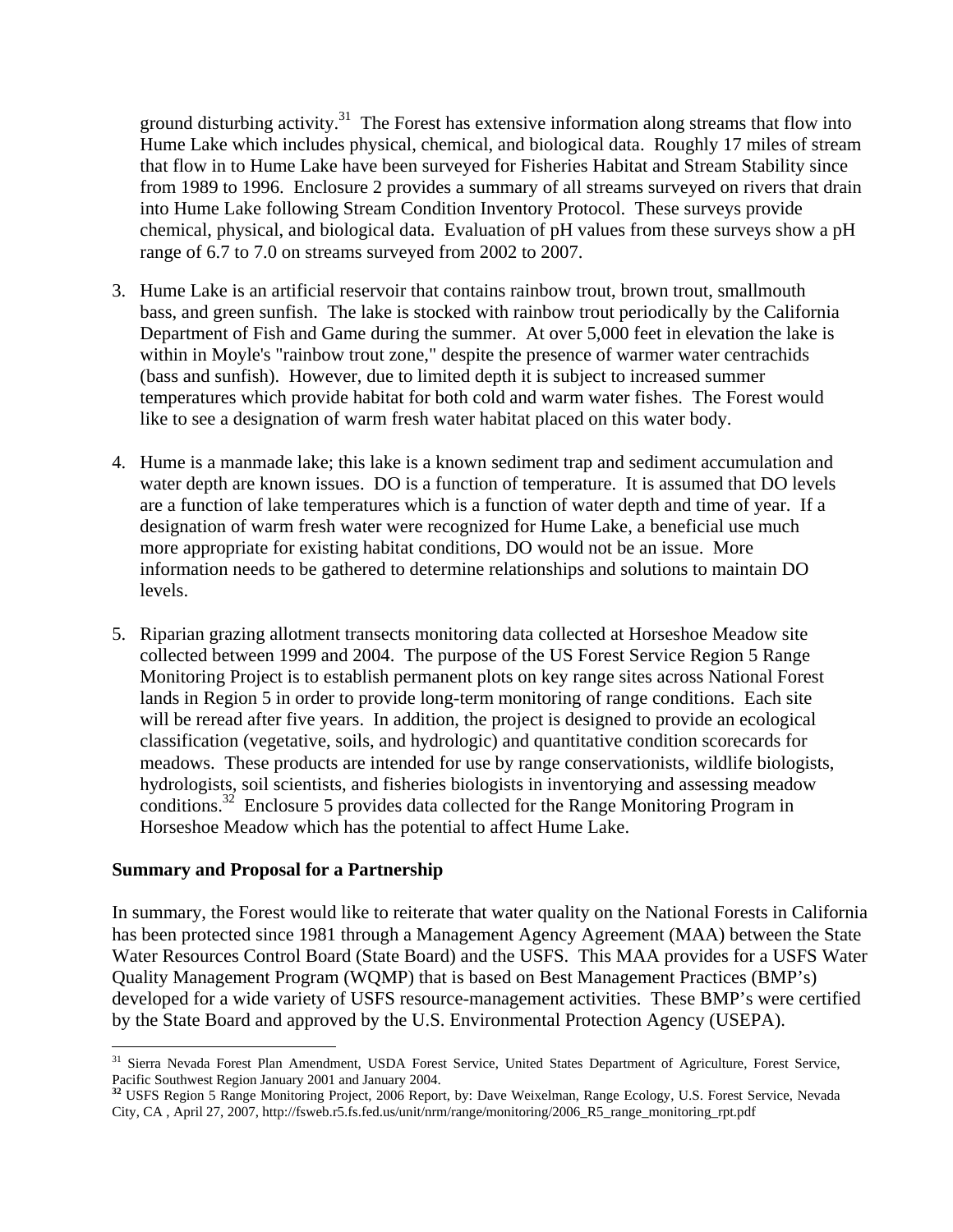ground disturbing activity.[31] The Forest has extensive information along streams that flow into Hume Lake which includes physical, chemical, and biological data. Roughly 17 miles of stream that flow in to Hume Lake have been surveyed for Fisheries Habitat and Stream Stability since from 1989 to 1996. Enclosure 2 provides a summary of all streams surveyed on rivers that drain into Hume Lake following Stream Condition Inventory Protocol. These surveys provide chemical, physical, and biological data. Evaluation of pH values from these surveys show a pH range of 6.7 to 7.0 on streams surveyed from 2002 to 2007.

3. Hume Lake is an artificial reservoir that contains rainbow trout, brown trout, smallmouth bass, and green sunfish. The lake is stocked with rainbow trout periodically by the California Department of Fish and Game during the summer. At over 5,000 feet in elevation the lake is within in Moyle's "rainbow trout zone," despite the presence of warmer water centrachids (bass and sunfish). However, due to limited depth it is subject to increased summer temperatures which provide habitat for both cold and warm water fishes. The Forest would like to see a designation of warm fresh water habitat placed on this water body.

4. Hume is a manmade lake; this lake is a known sediment trap and sediment accumulation and water depth are known issues. DO is a function of temperature. It is assumed that DO levels are a function of lake temperatures which is a function of water depth and time of year. If a designation of warm fresh water were recognized for Hume Lake, a beneficial use much more appropriate for existing habitat conditions, DO would not be an issue. More information needs to be gathered to determine relationships and solutions to maintain DO levels.

5. Riparian grazing allotment transects monitoring data collected at Horseshoe Meadow site collected between 1999 and 2004. The purpose of the US Forest Service Region 5 Range Monitoring Project is to establish permanent plots on key range sites across National Forest lands in Region 5 in order to provide long-term monitoring of range conditions. Each site will be reread after five years. In addition, the project is designed to provide an ecological classification (vegetative, soils, and hydrologic) and quantitative condition scorecards for meadows. These products are intended for use by range conservationists, wildlife biologists, hydrologists, soil scientists, and fisheries biologists in inventorying and assessing meadow conditions.[32] Enclosure 5 provides data collected for the Range Monitoring Program in Horseshoe Meadow which has the potential to affect Hume Lake.

**Summary and Proposal for a Partnership**

In summary, the Forest would like to reiterate that water quality on the National Forests in California has been protected since 1981 through a Management Agency Agreement (MAA) between the State Water Resources Control Board (State Board) and the USFS. This MAA provides for a USFS Water Quality Management Program (WQMP) that is based on Best Management Practices (BMP's) developed for a wide variety of USFS resource-management activities. These BMP's were certified by the State Board and approved by the U.S. Environmental Protection Agency (USEPA).

---

[31] Sierra Nevada Forest Plan Amendment, USDA Forest Service, United States Department of Agriculture, Forest Service, Pacific Southwest Region January 2001 and January 2004.

[32] USFS Region 5 Range Monitoring Project, 2006 Report, by: Dave Weixelman, Range Ecology, U.S. Forest Service, Nevada City, CA , April 27, 2007, http://fsweb.r5.fs.fed.us/unit/nrm/range/monitoring/2006_R5_range_monitoring_rpt.pdf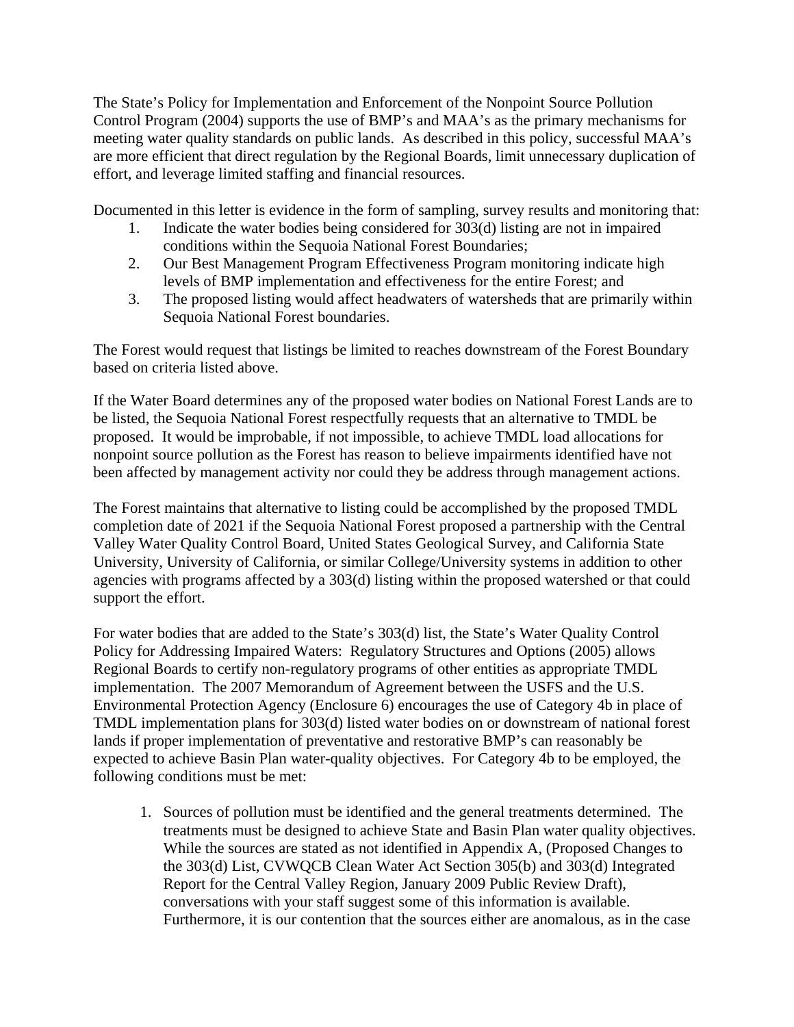The State's Policy for Implementation and Enforcement of the Nonpoint Source Pollution Control Program (2004) supports the use of BMP's and MAA's as the primary mechanisms for meeting water quality standards on public lands. As described in this policy, successful MAA's are more efficient that direct regulation by the Regional Boards, limit unnecessary duplication of effort, and leverage limited staffing and financial resources.

Documented in this letter is evidence in the form of sampling, survey results and monitoring that:

1. Indicate the water bodies being considered for 303(d) listing are not in impaired conditions within the Sequoia National Forest Boundaries;
2. Our Best Management Program Effectiveness Program monitoring indicate high levels of BMP implementation and effectiveness for the entire Forest; and
3. The proposed listing would affect headwaters of watersheds that are primarily within Sequoia National Forest boundaries.

The Forest would request that listings be limited to reaches downstream of the Forest Boundary based on criteria listed above.

If the Water Board determines any of the proposed water bodies on National Forest Lands are to be listed, the Sequoia National Forest respectfully requests that an alternative to TMDL be proposed. It would be improbable, if not impossible, to achieve TMDL load allocations for nonpoint source pollution as the Forest has reason to believe impairments identified have not been affected by management activity nor could they be address through management actions.

The Forest maintains that alternative to listing could be accomplished by the proposed TMDL completion date of 2021 if the Sequoia National Forest proposed a partnership with the Central Valley Water Quality Control Board, United States Geological Survey, and California State University, University of California, or similar College/University systems in addition to other agencies with programs affected by a 303(d) listing within the proposed watershed or that could support the effort.

For water bodies that are added to the State's 303(d) list, the State's Water Quality Control Policy for Addressing Impaired Waters: Regulatory Structures and Options (2005) allows Regional Boards to certify non-regulatory programs of other entities as appropriate TMDL implementation. The 2007 Memorandum of Agreement between the USFS and the U.S. Environmental Protection Agency (Enclosure 6) encourages the use of Category 4b in place of TMDL implementation plans for 303(d) listed water bodies on or downstream of national forest lands if proper implementation of preventative and restorative BMP's can reasonably be expected to achieve Basin Plan water-quality objectives. For Category 4b to be employed, the following conditions must be met:

1. Sources of pollution must be identified and the general treatments determined. The treatments must be designed to achieve State and Basin Plan water quality objectives. While the sources are stated as not identified in Appendix A, (Proposed Changes to the 303(d) List, CVWQCB Clean Water Act Section 305(b) and 303(d) Integrated Report for the Central Valley Region, January 2009 Public Review Draft), conversations with your staff suggest some of this information is available. Furthermore, it is our contention that the sources either are anomalous, as in the case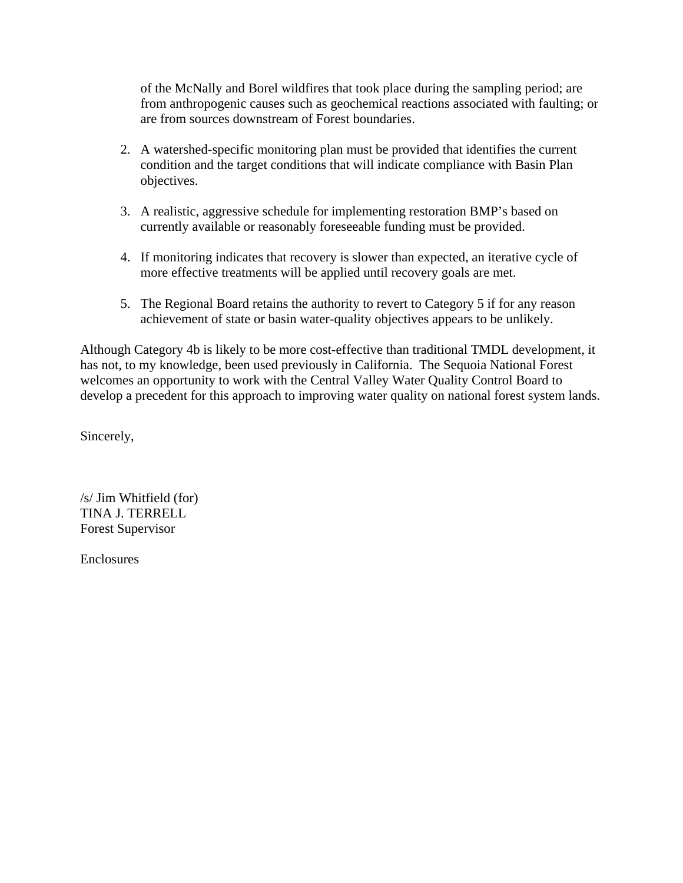of the McNally and Borel wildfires that took place during the sampling period; are from anthropogenic causes such as geochemical reactions associated with faulting; or are from sources downstream of Forest boundaries.

2. A watershed-specific monitoring plan must be provided that identifies the current condition and the target conditions that will indicate compliance with Basin Plan objectives.

3. A realistic, aggressive schedule for implementing restoration BMP's based on currently available or reasonably foreseeable funding must be provided.

4. If monitoring indicates that recovery is slower than expected, an iterative cycle of more effective treatments will be applied until recovery goals are met.

5. The Regional Board retains the authority to revert to Category 5 if for any reason achievement of state or basin water-quality objectives appears to be unlikely.

Although Category 4b is likely to be more cost-effective than traditional TMDL development, it has not, to my knowledge, been used previously in California. The Sequoia National Forest welcomes an opportunity to work with the Central Valley Water Quality Control Board to develop a precedent for this approach to improving water quality on national forest system lands.

Sincerely,

/s/ Jim Whitfield (for)
TINA J. TERRELL
Forest Supervisor

Enclosures